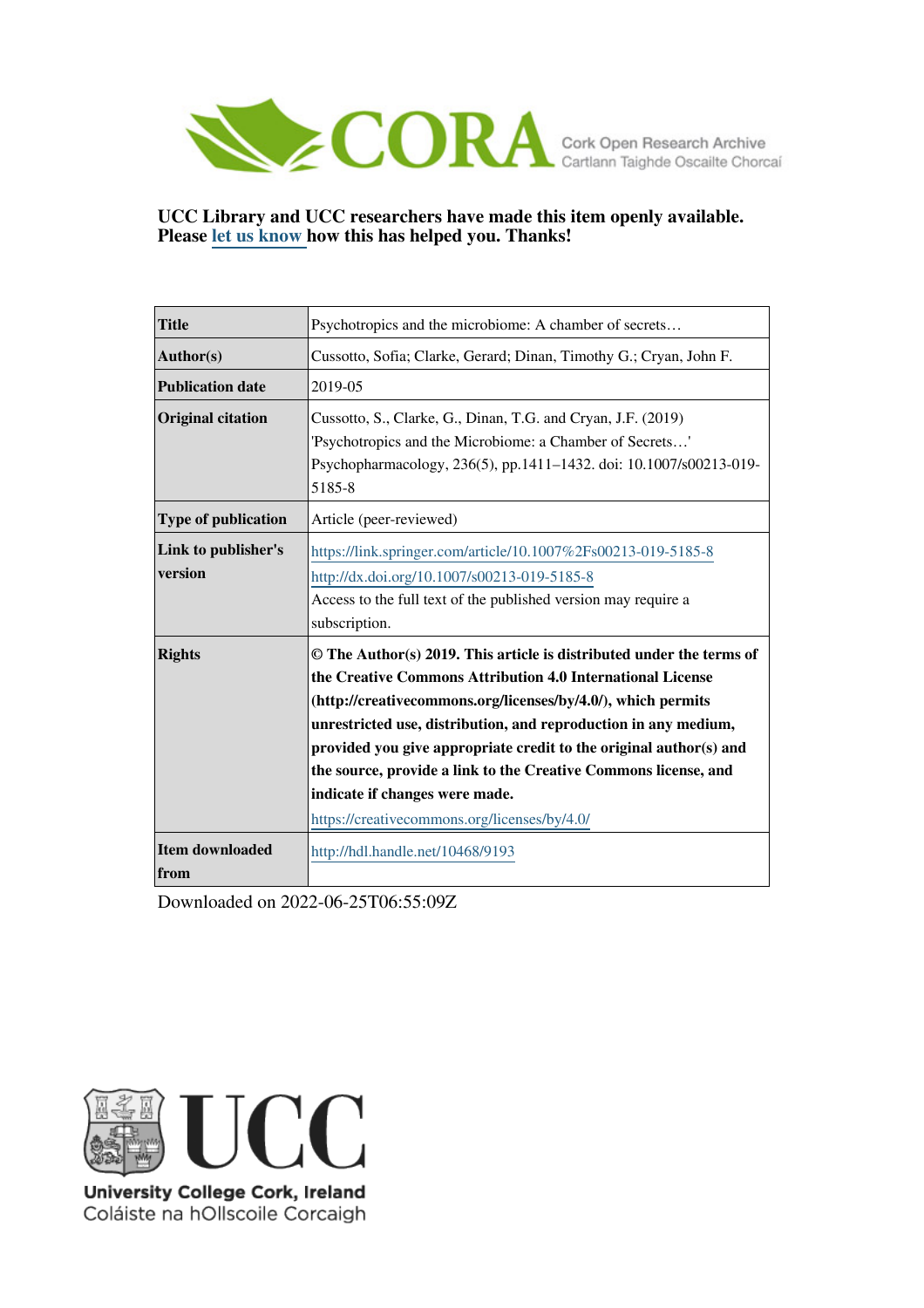CORA Cork Open Research Archive
Cartlann Taighde Oscailte Chorcaí

**UCC Library and UCC researchers have made this item openly available. Please let us know how this has helped you. Thanks!**

| | |
|---|---|
| **Title** | Psychotropics and the microbiome: A chamber of secrets… |
| **Author(s)** | Cussotto, Sofia; Clarke, Gerard; Dinan, Timothy G.; Cryan, John F. |
| **Publication date** | 2019-05 |
| **Original citation** | Cussotto, S., Clarke, G., Dinan, T.G. and Cryan, J.F. (2019) 'Psychotropics and the Microbiome: a Chamber of Secrets…' Psychopharmacology, 236(5), pp.1411–1432. doi: 10.1007/s00213-019-5185-8 |
| **Type of publication** | Article (peer-reviewed) |
| **Link to publisher's version** | https://link.springer.com/article/10.1007%2Fs00213-019-5185-8 http://dx.doi.org/10.1007/s00213-019-5185-8 Access to the full text of the published version may require a subscription. |
| **Rights** | **© The Author(s) 2019. This article is distributed under the terms of the Creative Commons Attribution 4.0 International License (http://creativecommons.org/licenses/by/4.0/), which permits unrestricted use, distribution, and reproduction in any medium, provided you give appropriate credit to the original author(s) and the source, provide a link to the Creative Commons license, and indicate if changes were made.** https://creativecommons.org/licenses/by/4.0/ |
| **Item downloaded from** | http://hdl.handle.net/10468/9193 |

Downloaded on 2022-06-25T06:55:09Z

UCC
University College Cork, Ireland
Coláiste na hOllscoile Corcaigh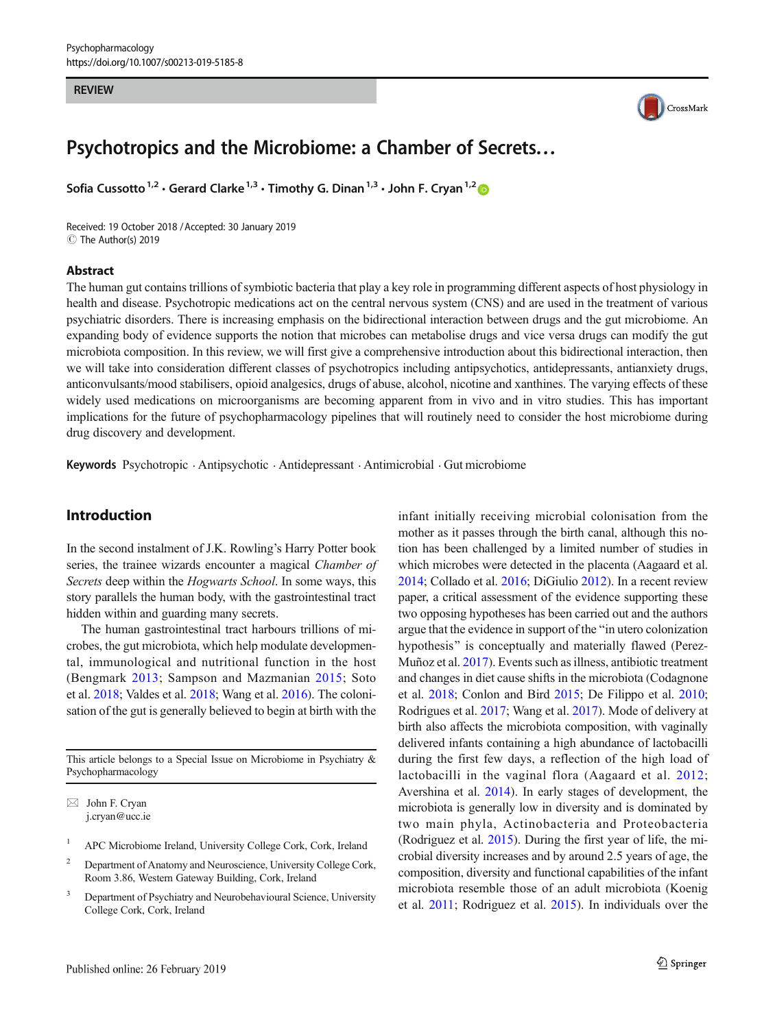REVIEW

# Psychotropics and the Microbiome: a Chamber of Secrets…

Sofia Cussotto[1,2] · Gerard Clarke[1,3] · Timothy G. Dinan[1,3] · John F. Cryan[1,2]

Received: 19 October 2018 / Accepted: 30 January 2019
© The Author(s) 2019

## Abstract

The human gut contains trillions of symbiotic bacteria that play a key role in programming different aspects of host physiology in health and disease. Psychotropic medications act on the central nervous system (CNS) and are used in the treatment of various psychiatric disorders. There is increasing emphasis on the bidirectional interaction between drugs and the gut microbiome. An expanding body of evidence supports the notion that microbes can metabolise drugs and vice versa drugs can modify the gut microbiota composition. In this review, we will first give a comprehensive introduction about this bidirectional interaction, then we will take into consideration different classes of psychotropics including antipsychotics, antidepressants, antianxiety drugs, anticonvulsants/mood stabilisers, opioid analgesics, drugs of abuse, alcohol, nicotine and xanthines. The varying effects of these widely used medications on microorganisms are becoming apparent from in vivo and in vitro studies. This has important implications for the future of psychopharmacology pipelines that will routinely need to consider the host microbiome during drug discovery and development.

**Keywords** Psychotropic · Antipsychotic · Antidepressant · Antimicrobial · Gut microbiome

## Introduction

In the second instalment of J.K. Rowling's Harry Potter book series, the trainee wizards encounter a magical *Chamber of Secrets* deep within the *Hogwarts School*. In some ways, this story parallels the human body, with the gastrointestinal tract hidden within and guarding many secrets.

The human gastrointestinal tract harbours trillions of microbes, the gut microbiota, which help modulate developmental, immunological and nutritional function in the host (Bengmark 2013; Sampson and Mazmanian 2015; Soto et al. 2018; Valdes et al. 2018; Wang et al. 2016). The colonisation of the gut is generally believed to begin at birth with the infant initially receiving microbial colonisation from the mother as it passes through the birth canal, although this notion has been challenged by a limited number of studies in which microbes were detected in the placenta (Aagaard et al. 2014; Collado et al. 2016; DiGiulio 2012). In a recent review paper, a critical assessment of the evidence supporting these two opposing hypotheses has been carried out and the authors argue that the evidence in support of the "in utero colonization hypothesis" is conceptually and materially flawed (Perez-Muñoz et al. 2017). Events such as illness, antibiotic treatment and changes in diet cause shifts in the microbiota (Codagnone et al. 2018; Conlon and Bird 2015; De Filippo et al. 2010; Rodrigues et al. 2017; Wang et al. 2017). Mode of delivery at birth also affects the microbiota composition, with vaginally delivered infants containing a high abundance of lactobacilli during the first few days, a reflection of the high load of lactobacilli in the vaginal flora (Aagaard et al. 2012; Avershina et al. 2014). In early stages of development, the microbiota is generally low in diversity and is dominated by two main phyla, Actinobacteria and Proteobacteria (Rodriguez et al. 2015). During the first year of life, the microbial diversity increases and by around 2.5 years of age, the composition, diversity and functional capabilities of the infant microbiota resemble those of an adult microbiota (Koenig et al. 2011; Rodriguez et al. 2015). In individuals over the

This article belongs to a Special Issue on Microbiome in Psychiatry & Psychopharmacology

✉ John F. Cryan
j.cryan@ucc.ie

[1] APC Microbiome Ireland, University College Cork, Cork, Ireland

[2] Department of Anatomy and Neuroscience, University College Cork, Room 3.86, Western Gateway Building, Cork, Ireland

[3] Department of Psychiatry and Neurobehavioural Science, University College Cork, Cork, Ireland

Published online: 26 February 2019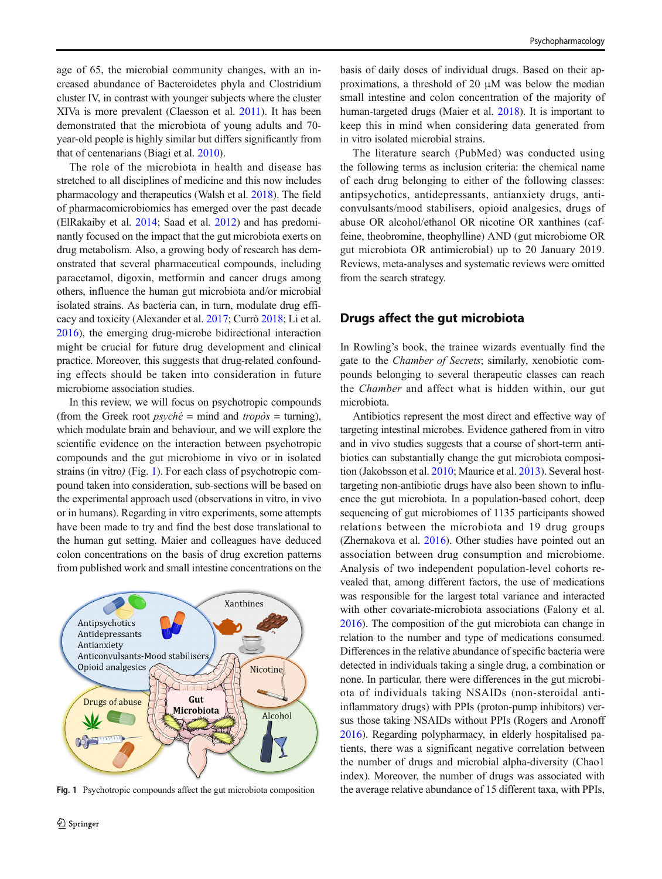age of 65, the microbial community changes, with an increased abundance of Bacteroidetes phyla and Clostridium cluster IV, in contrast with younger subjects where the cluster XIVa is more prevalent (Claesson et al. 2011). It has been demonstrated that the microbiota of young adults and 70-year-old people is highly similar but differs significantly from that of centenarians (Biagi et al. 2010).

The role of the microbiota in health and disease has stretched to all disciplines of medicine and this now includes pharmacology and therapeutics (Walsh et al. 2018). The field of pharmacomicrobiomics has emerged over the past decade (ElRakaiby et al. 2014; Saad et al. 2012) and has predominantly focused on the impact that the gut microbiota exerts on drug metabolism. Also, a growing body of research has demonstrated that several pharmaceutical compounds, including paracetamol, digoxin, metformin and cancer drugs among others, influence the human gut microbiota and/or microbial isolated strains. As bacteria can, in turn, modulate drug efficacy and toxicity (Alexander et al. 2017; Currò 2018; Li et al. 2016), the emerging drug-microbe bidirectional interaction might be crucial for future drug development and clinical practice. Moreover, this suggests that drug-related confounding effects should be taken into consideration in future microbiome association studies.

In this review, we will focus on psychotropic compounds (from the Greek root *psychè* = mind and *tropòs* = turning), which modulate brain and behaviour, and we will explore the scientific evidence on the interaction between psychotropic compounds and the gut microbiome in vivo or in isolated strains (in vitro) (Fig. 1). For each class of psychotropic compound taken into consideration, sub-sections will be based on the experimental approach used (observations in vitro, in vivo or in humans). Regarding in vitro experiments, some attempts have been made to try and find the best dose translational to the human gut setting. Maier and colleagues have deduced colon concentrations on the basis of drug excretion patterns from published work and small intestine concentrations on the basis of daily doses of individual drugs. Based on their approximations, a threshold of 20 μM was below the median small intestine and colon concentration of the majority of human-targeted drugs (Maier et al. 2018). It is important to keep this in mind when considering data generated from in vitro isolated microbial strains.

**Fig. 1** Psychotropic compounds affect the gut microbiota composition

The literature search (PubMed) was conducted using the following terms as inclusion criteria: the chemical name of each drug belonging to either of the following classes: antipsychotics, antidepressants, antianxiety drugs, anticonvulsants/mood stabilisers, opioid analgesics, drugs of abuse OR alcohol/ethanol OR nicotine OR xanthines (caffeine, theobromine, theophylline) AND (gut microbiome OR gut microbiota OR antimicrobial) up to 20 January 2019. Reviews, meta-analyses and systematic reviews were omitted from the search strategy.

## Drugs affect the gut microbiota

In Rowling's book, the trainee wizards eventually find the gate to the *Chamber of Secrets*; similarly, xenobiotic compounds belonging to several therapeutic classes can reach the *Chamber* and affect what is hidden within, our gut microbiota.

Antibiotics represent the most direct and effective way of targeting intestinal microbes. Evidence gathered from in vitro and in vivo studies suggests that a course of short-term antibiotics can substantially change the gut microbiota composition (Jakobsson et al. 2010; Maurice et al. 2013). Several host-targeting non-antibiotic drugs have also been shown to influence the gut microbiota. In a population-based cohort, deep sequencing of gut microbiomes of 1135 participants showed relations between the microbiota and 19 drug groups (Zhernakova et al. 2016). Other studies have pointed out an association between drug consumption and microbiome. Analysis of two independent population-level cohorts revealed that, among different factors, the use of medications was responsible for the largest total variance and interacted with other covariate-microbiota associations (Falony et al. 2016). The composition of the gut microbiota can change in relation to the number and type of medications consumed. Differences in the relative abundance of specific bacteria were detected in individuals taking a single drug, a combination or none. In particular, there were differences in the gut microbiota of individuals taking NSAIDs (non-steroidal anti-inflammatory drugs) with PPIs (proton-pump inhibitors) versus those taking NSAIDs without PPIs (Rogers and Aronoff 2016). Regarding polypharmacy, in elderly hospitalised patients, there was a significant negative correlation between the number of drugs and microbial alpha-diversity (Chao1 index). Moreover, the number of drugs was associated with the average relative abundance of 15 different taxa, with PPIs,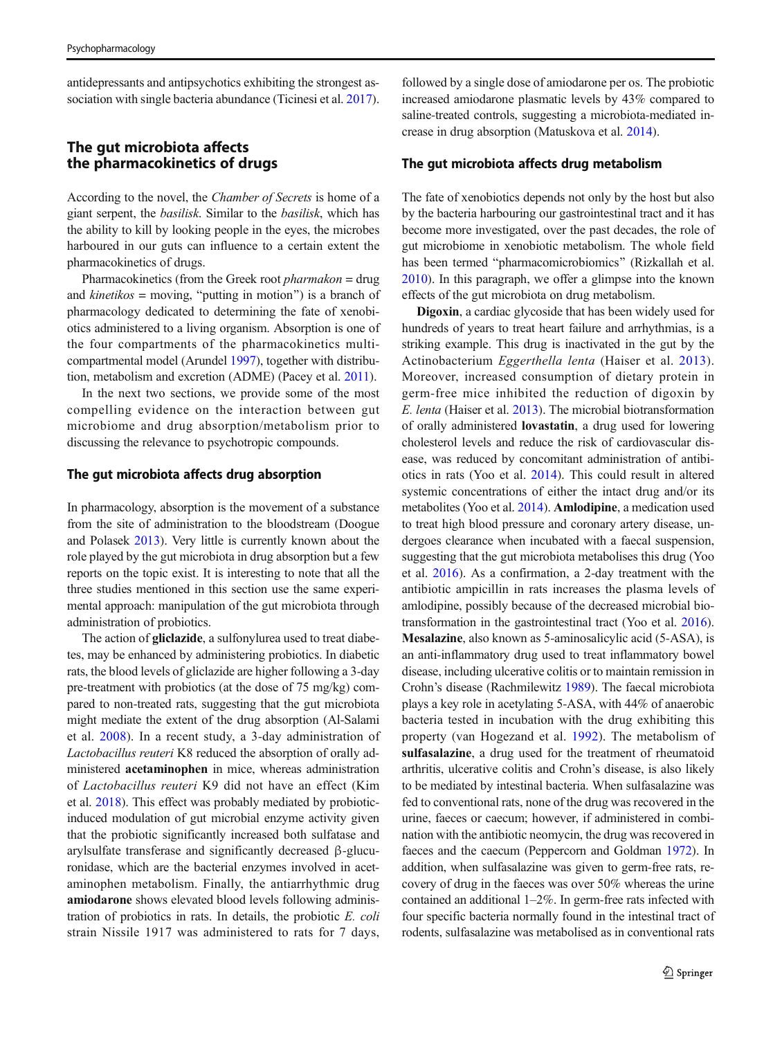antidepressants and antipsychotics exhibiting the strongest association with single bacteria abundance (Ticinesi et al. 2017).

## The gut microbiota affects the pharmacokinetics of drugs

According to the novel, the *Chamber of Secrets* is home of a giant serpent, the *basilisk*. Similar to the *basilisk*, which has the ability to kill by looking people in the eyes, the microbes harboured in our guts can influence to a certain extent the pharmacokinetics of drugs.

Pharmacokinetics (from the Greek root *pharmakon* = drug and *kinetikos* = moving, "putting in motion") is a branch of pharmacology dedicated to determining the fate of xenobiotics administered to a living organism. Absorption is one of the four compartments of the pharmacokinetics multicompartmental model (Arundel 1997), together with distribution, metabolism and excretion (ADME) (Pacey et al. 2011).

In the next two sections, we provide some of the most compelling evidence on the interaction between gut microbiome and drug absorption/metabolism prior to discussing the relevance to psychotropic compounds.

### The gut microbiota affects drug absorption

In pharmacology, absorption is the movement of a substance from the site of administration to the bloodstream (Doogue and Polasek 2013). Very little is currently known about the role played by the gut microbiota in drug absorption but a few reports on the topic exist. It is interesting to note that all the three studies mentioned in this section use the same experimental approach: manipulation of the gut microbiota through administration of probiotics.

The action of **gliclazide**, a sulfonylurea used to treat diabetes, may be enhanced by administering probiotics. In diabetic rats, the blood levels of gliclazide are higher following a 3-day pre-treatment with probiotics (at the dose of 75 mg/kg) compared to non-treated rats, suggesting that the gut microbiota might mediate the extent of the drug absorption (Al-Salami et al. 2008). In a recent study, a 3-day administration of *Lactobacillus reuteri* K8 reduced the absorption of orally administered **acetaminophen** in mice, whereas administration of *Lactobacillus reuteri* K9 did not have an effect (Kim et al. 2018). This effect was probably mediated by probiotic-induced modulation of gut microbial enzyme activity given that the probiotic significantly increased both sulfatase and arylsulfate transferase and significantly decreased β-glucuronidase, which are the bacterial enzymes involved in acetaminophen metabolism. Finally, the antiarrhythmic drug **amiodarone** shows elevated blood levels following administration of probiotics in rats. In details, the probiotic *E. coli* strain Nissile 1917 was administered to rats for 7 days, followed by a single dose of amiodarone per os. The probiotic increased amiodarone plasmatic levels by 43% compared to saline-treated controls, suggesting a microbiota-mediated increase in drug absorption (Matuskova et al. 2014).

### The gut microbiota affects drug metabolism

The fate of xenobiotics depends not only by the host but also by the bacteria harbouring our gastrointestinal tract and it has become more investigated, over the past decades, the role of gut microbiome in xenobiotic metabolism. The whole field has been termed "pharmacomicrobiomics" (Rizkallah et al. 2010). In this paragraph, we offer a glimpse into the known effects of the gut microbiota on drug metabolism.

**Digoxin**, a cardiac glycoside that has been widely used for hundreds of years to treat heart failure and arrhythmias, is a striking example. This drug is inactivated in the gut by the Actinobacterium *Eggerthella lenta* (Haiser et al. 2013). Moreover, increased consumption of dietary protein in germ-free mice inhibited the reduction of digoxin by *E. lenta* (Haiser et al. 2013). The microbial biotransformation of orally administered **lovastatin**, a drug used for lowering cholesterol levels and reduce the risk of cardiovascular disease, was reduced by concomitant administration of antibiotics in rats (Yoo et al. 2014). This could result in altered systemic concentrations of either the intact drug and/or its metabolites (Yoo et al. 2014). **Amlodipine**, a medication used to treat high blood pressure and coronary artery disease, undergoes clearance when incubated with a faecal suspension, suggesting that the gut microbiota metabolises this drug (Yoo et al. 2016). As a confirmation, a 2-day treatment with the antibiotic ampicillin in rats increases the plasma levels of amlodipine, possibly because of the decreased microbial biotransformation in the gastrointestinal tract (Yoo et al. 2016). **Mesalazine**, also known as 5-aminosalicylic acid (5-ASA), is an anti-inflammatory drug used to treat inflammatory bowel disease, including ulcerative colitis or to maintain remission in Crohn's disease (Rachmilewitz 1989). The faecal microbiota plays a key role in acetylating 5-ASA, with 44% of anaerobic bacteria tested in incubation with the drug exhibiting this property (van Hogezand et al. 1992). The metabolism of **sulfasalazine**, a drug used for the treatment of rheumatoid arthritis, ulcerative colitis and Crohn's disease, is also likely to be mediated by intestinal bacteria. When sulfasalazine was fed to conventional rats, none of the drug was recovered in the urine, faeces or caecum; however, if administered in combination with the antibiotic neomycin, the drug was recovered in faeces and the caecum (Peppercorn and Goldman 1972). In addition, when sulfasalazine was given to germ-free rats, recovery of drug in the faeces was over 50% whereas the urine contained an additional 1–2%. In germ-free rats infected with four specific bacteria normally found in the intestinal tract of rodents, sulfasalazine was metabolised as in conventional rats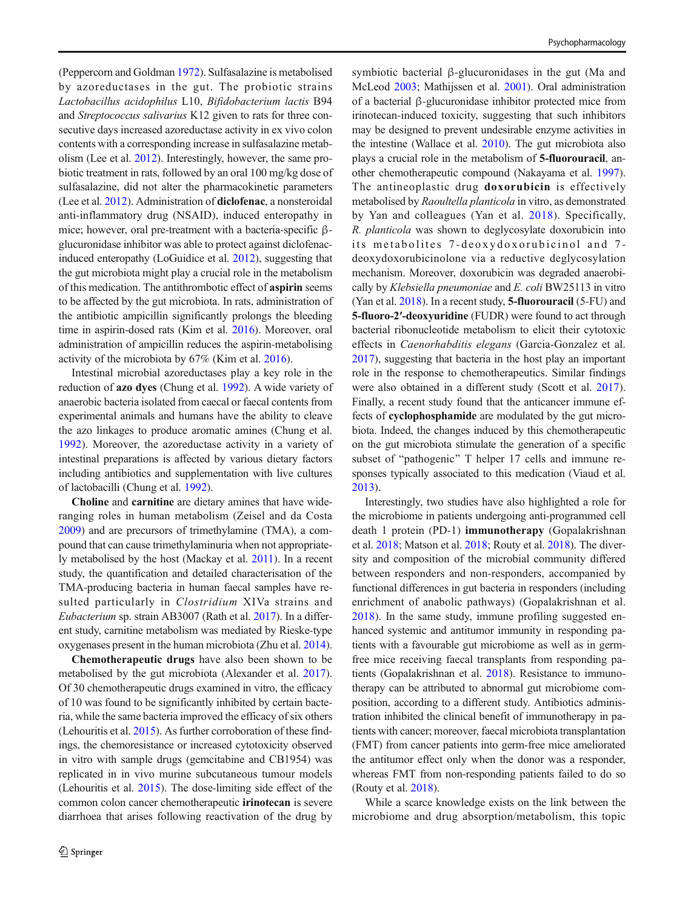(Peppercorn and Goldman 1972). Sulfasalazine is metabolised by azoreductases in the gut. The probiotic strains *Lactobacillus acidophilus* L10, *Bifidobacterium lactis* B94 and *Streptococcus salivarius* K12 given to rats for three consecutive days increased azoreductase activity in ex vivo colon contents with a corresponding increase in sulfasalazine metabolism (Lee et al. 2012). Interestingly, however, the same probiotic treatment in rats, followed by an oral 100 mg/kg dose of sulfasalazine, did not alter the pharmacokinetic parameters (Lee et al. 2012). Administration of **diclofenac**, a nonsteroidal anti-inflammatory drug (NSAID), induced enteropathy in mice; however, oral pre-treatment with a bacteria-specific β-glucuronidase inhibitor was able to protect against diclofenac-induced enteropathy (LoGuidice et al. 2012), suggesting that the gut microbiota might play a crucial role in the metabolism of this medication. The antithrombotic effect of **aspirin** seems to be affected by the gut microbiota. In rats, administration of the antibiotic ampicillin significantly prolongs the bleeding time in aspirin-dosed rats (Kim et al. 2016). Moreover, oral administration of ampicillin reduces the aspirin-metabolising activity of the microbiota by 67% (Kim et al. 2016).

Intestinal microbial azoreductases play a key role in the reduction of **azo dyes** (Chung et al. 1992). A wide variety of anaerobic bacteria isolated from caecal or faecal contents from experimental animals and humans have the ability to cleave the azo linkages to produce aromatic amines (Chung et al. 1992). Moreover, the azoreductase activity in a variety of intestinal preparations is affected by various dietary factors including antibiotics and supplementation with live cultures of lactobacilli (Chung et al. 1992).

**Choline** and **carnitine** are dietary amines that have wide-ranging roles in human metabolism (Zeisel and da Costa 2009) and are precursors of trimethylamine (TMA), a compound that can cause trimethylaminuria when not appropriately metabolised by the host (Mackay et al. 2011). In a recent study, the quantification and detailed characterisation of the TMA-producing bacteria in human faecal samples have resulted particularly in *Clostridium* XIVa strains and *Eubacterium* sp. strain AB3007 (Rath et al. 2017). In a different study, carnitine metabolism was mediated by Rieske-type oxygenases present in the human microbiota (Zhu et al. 2014).

**Chemotherapeutic drugs** have also been shown to be metabolised by the gut microbiota (Alexander et al. 2017). Of 30 chemotherapeutic drugs examined in vitro, the efficacy of 10 was found to be significantly inhibited by certain bacteria, while the same bacteria improved the efficacy of six others (Lehouritis et al. 2015). As further corroboration of these findings, the chemoresistance or increased cytotoxicity observed in vitro with sample drugs (gemcitabine and CB1954) was replicated in in vivo murine subcutaneous tumour models (Lehouritis et al. 2015). The dose-limiting side effect of the common colon cancer chemotherapeutic **irinotecan** is severe diarrhoea that arises following reactivation of the drug by symbiotic bacterial β-glucuronidases in the gut (Ma and McLeod 2003; Mathijssen et al. 2001). Oral administration of a bacterial β-glucuronidase inhibitor protected mice from irinotecan-induced toxicity, suggesting that such inhibitors may be designed to prevent undesirable enzyme activities in the intestine (Wallace et al. 2010). The gut microbiota also plays a crucial role in the metabolism of **5-fluorouracil**, another chemotherapeutic compound (Nakayama et al. 1997). The antineoplastic drug **doxorubicin** is effectively metabolised by *Raoultella planticola* in vitro, as demonstrated by Yan and colleagues (Yan et al. 2018). Specifically, *R. planticola* was shown to deglycosylate doxorubicin into its metabolites 7-deoxydoxorubicinol and 7-deoxydoxorubicinolone via a reductive deglycosylation mechanism. Moreover, doxorubicin was degraded anaerobically by *Klebsiella pneumoniae* and *E. coli* BW25113 in vitro (Yan et al. 2018). In a recent study, **5-fluorouracil** (5-FU) and **5-fluoro-2′-deoxyuridine** (FUDR) were found to act through bacterial ribonucleotide metabolism to elicit their cytotoxic effects in *Caenorhabditis elegans* (Garcia-Gonzalez et al. 2017), suggesting that bacteria in the host play an important role in the response to chemotherapeutics. Similar findings were also obtained in a different study (Scott et al. 2017). Finally, a recent study found that the anticancer immune effects of **cyclophosphamide** are modulated by the gut microbiota. Indeed, the changes induced by this chemotherapeutic on the gut microbiota stimulate the generation of a specific subset of "pathogenic" T helper 17 cells and immune responses typically associated to this medication (Viaud et al. 2013).

Interestingly, two studies have also highlighted a role for the microbiome in patients undergoing anti-programmed cell death 1 protein (PD-1) **immunotherapy** (Gopalakrishnan et al. 2018; Matson et al. 2018; Routy et al. 2018). The diversity and composition of the microbial community differed between responders and non-responders, accompanied by functional differences in gut bacteria in responders (including enrichment of anabolic pathways) (Gopalakrishnan et al. 2018). In the same study, immune profiling suggested enhanced systemic and antitumor immunity in responding patients with a favourable gut microbiome as well as in germ-free mice receiving faecal transplants from responding patients (Gopalakrishnan et al. 2018). Resistance to immunotherapy can be attributed to abnormal gut microbiome composition, according to a different study. Antibiotics administration inhibited the clinical benefit of immunotherapy in patients with cancer; moreover, faecal microbiota transplantation (FMT) from cancer patients into germ-free mice ameliorated the antitumor effect only when the donor was a responder, whereas FMT from non-responding patients failed to do so (Routy et al. 2018).

While a scarce knowledge exists on the link between the microbiome and drug absorption/metabolism, this topic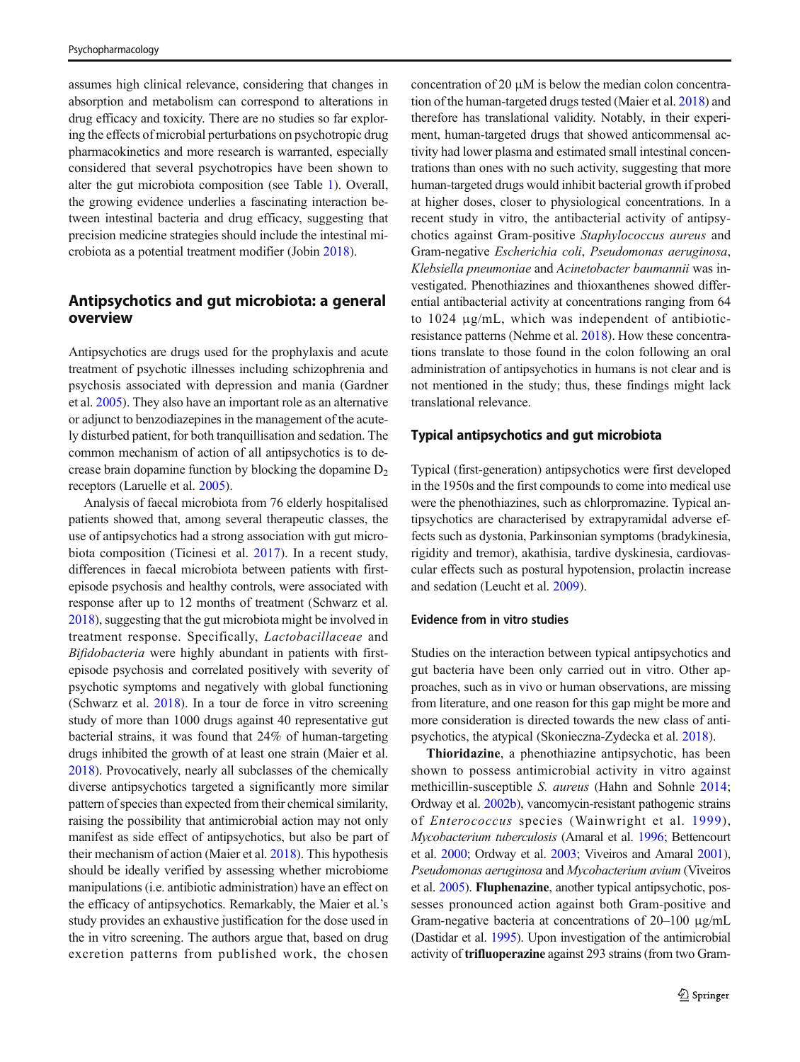assumes high clinical relevance, considering that changes in absorption and metabolism can correspond to alterations in drug efficacy and toxicity. There are no studies so far exploring the effects of microbial perturbations on psychotropic drug pharmacokinetics and more research is warranted, especially considered that several psychotropics have been shown to alter the gut microbiota composition (see Table 1). Overall, the growing evidence underlies a fascinating interaction between intestinal bacteria and drug efficacy, suggesting that precision medicine strategies should include the intestinal microbiota as a potential treatment modifier (Jobin 2018).

## Antipsychotics and gut microbiota: a general overview

Antipsychotics are drugs used for the prophylaxis and acute treatment of psychotic illnesses including schizophrenia and psychosis associated with depression and mania (Gardner et al. 2005). They also have an important role as an alternative or adjunct to benzodiazepines in the management of the acutely disturbed patient, for both tranquillisation and sedation. The common mechanism of action of all antipsychotics is to decrease brain dopamine function by blocking the dopamine $D_2$ receptors (Laruelle et al. 2005).

Analysis of faecal microbiota from 76 elderly hospitalised patients showed that, among several therapeutic classes, the use of antipsychotics had a strong association with gut microbiota composition (Ticinesi et al. 2017). In a recent study, differences in faecal microbiota between patients with first-episode psychosis and healthy controls, were associated with response after up to 12 months of treatment (Schwarz et al. 2018), suggesting that the gut microbiota might be involved in treatment response. Specifically, *Lactobacillaceae* and *Bifidobacteria* were highly abundant in patients with first-episode psychosis and correlated positively with severity of psychotic symptoms and negatively with global functioning (Schwarz et al. 2018). In a tour de force in vitro screening study of more than 1000 drugs against 40 representative gut bacterial strains, it was found that 24% of human-targeting drugs inhibited the growth of at least one strain (Maier et al. 2018). Provocatively, nearly all subclasses of the chemically diverse antipsychotics targeted a significantly more similar pattern of species than expected from their chemical similarity, raising the possibility that antimicrobial action may not only manifest as side effect of antipsychotics, but also be part of their mechanism of action (Maier et al. 2018). This hypothesis should be ideally verified by assessing whether microbiome manipulations (i.e. antibiotic administration) have an effect on the efficacy of antipsychotics. Remarkably, the Maier et al.'s study provides an exhaustive justification for the dose used in the in vitro screening. The authors argue that, based on drug excretion patterns from published work, the chosen concentration of 20 μM is below the median colon concentration of the human-targeted drugs tested (Maier et al. 2018) and therefore has translational validity. Notably, in their experiment, human-targeted drugs that showed anticommensal activity had lower plasma and estimated small intestinal concentrations than ones with no such activity, suggesting that more human-targeted drugs would inhibit bacterial growth if probed at higher doses, closer to physiological concentrations. In a recent study in vitro, the antibacterial activity of antipsychotics against Gram-positive *Staphylococcus aureus* and Gram-negative *Escherichia coli*, *Pseudomonas aeruginosa*, *Klebsiella pneumoniae* and *Acinetobacter baumannii* was investigated. Phenothiazines and thioxanthenes showed differential antibacterial activity at concentrations ranging from 64 to 1024 μg/mL, which was independent of antibiotic-resistance patterns (Nehme et al. 2018). How these concentrations translate to those found in the colon following an oral administration of antipsychotics in humans is not clear and is not mentioned in the study; thus, these findings might lack translational relevance.

### Typical antipsychotics and gut microbiota

Typical (first-generation) antipsychotics were first developed in the 1950s and the first compounds to come into medical use were the phenothiazines, such as chlorpromazine. Typical antipsychotics are characterised by extrapyramidal adverse effects such as dystonia, Parkinsonian symptoms (bradykinesia, rigidity and tremor), akathisia, tardive dyskinesia, cardiovascular effects such as postural hypotension, prolactin increase and sedation (Leucht et al. 2009).

#### Evidence from in vitro studies

Studies on the interaction between typical antipsychotics and gut bacteria have been only carried out in vitro. Other approaches, such as in vivo or human observations, are missing from literature, and one reason for this gap might be more and more consideration is directed towards the new class of antipsychotics, the atypical (Skonieczna-Zydecka et al. 2018).

**Thioridazine**, a phenothiazine antipsychotic, has been shown to possess antimicrobial activity in vitro against methicillin-susceptible *S. aureus* (Hahn and Sohnle 2014; Ordway et al. 2002b), vancomycin-resistant pathogenic strains of *Enterococcus* species (Wainwright et al. 1999), *Mycobacterium tuberculosis* (Amaral et al. 1996; Bettencourt et al. 2000; Ordway et al. 2003; Viveiros and Amaral 2001), *Pseudomonas aeruginosa* and *Mycobacterium avium* (Viveiros et al. 2005). **Fluphenazine**, another typical antipsychotic, possesses pronounced action against both Gram-positive and Gram-negative bacteria at concentrations of 20–100 μg/mL (Dastidar et al. 1995). Upon investigation of the antimicrobial activity of **trifluoperazine** against 293 strains (from two Gram-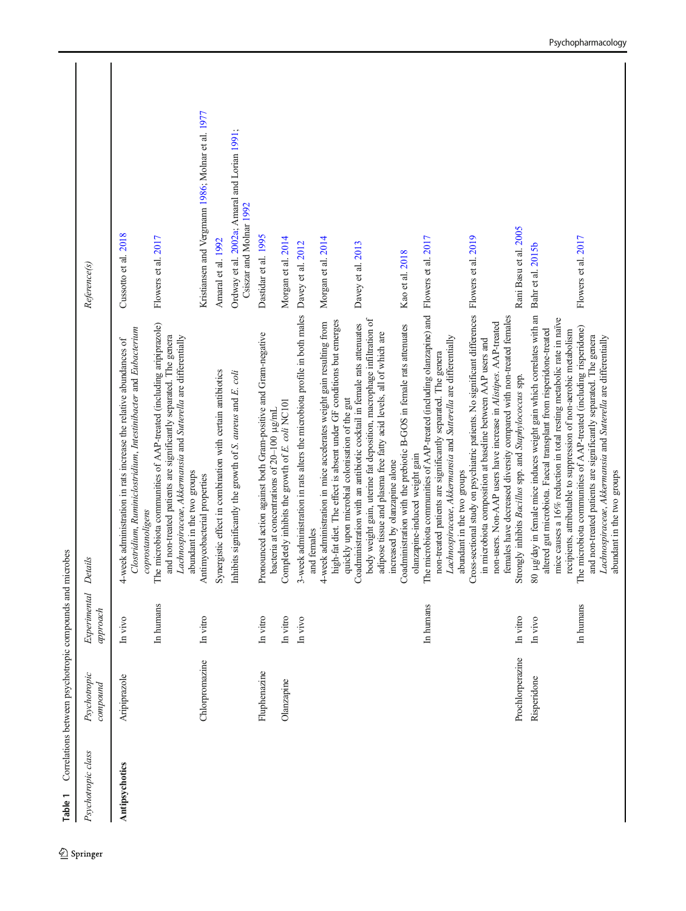**Table 1** Correlations between psychotropic compounds and microbes

| Psychotropic class | Psychotropic compound | Experimental approach | Details | Reference(s) |
|---|---|---|---|---|
| **Antipsychotics** | Aripiprazole | In vivo | 4-week administration in rats increase the relative abundances of *Clostridium*, *Ruminiclostridium*, *Intestinibacter* and *Eubacterium coprostanoligens* | Cussotto et al. 2018 |
| | | In humans | The microbiota communities of AAP-treated (including aripiprazole) and non-treated patients are significantly separated. The genera *Lachnospiraceae*, *Akkermansia* and *Sutterella* are differentially abundant in the two groups | Flowers et al. 2017 |
| | Chlorpromazine | In vitro | Antimycobacterial properties | Kristiansen and Vergmann 1986; Molnar et al. 1977 |
| | | | Synergistic effect in combination with certain antibiotics | Amaral et al. 1992 |
| | | | Inhibits significantly the growth of *S. aureus* and *E. coli* | Ordway et al. 2002a; Amaral and Lorian 1991; Csiszar and Molnar 1992 |
| | Fluphenazine | In vitro | Pronounced action against both Gram-positive and Gram-negative bacteria at concentrations of 20–100 μg/mL | Dastidar et al. 1995 |
| | Olanzapine | In vitro | Completely inhibits the growth of *E. coli* NC101 | Morgan et al. 2014 |
| | | In vivo | 3-week administration in rats alters the microbiota profile in both males and females | Davey et al. 2012 |
| | | | 4-week administration in mice accelerates weight gain resulting from high-fat diet. The effect is absent under GF conditions but emerges quickly upon microbial colonisation of the gut | Morgan et al. 2014 |
| | | | Coadministration with an antibiotic cocktail in female rats attenuates body weight gain, uterine fat deposition, macrophage infiltration of adipose tissue and plasma free fatty acid levels, all of which are increased by olanzapine alone | Davey et al. 2013 |
| | | | Coadministration with the prebiotic B-GOS in female rats attenuates olanzapine-induced weight gain | Kao et al. 2018 |
| | | In humans | The microbiota communities of AAP-treated (including olanzapine) and non-treated patients are significantly separated. The genera *Lachnospiraceae*, *Akkermansia* and *Sutterella* are differentially abundant in the two groups | Flowers et al. 2017 |
| | | | Cross-sectional study on psychiatric patients. No significant differences in microbiota composition at baseline between AAP users and non-users. Non-AAP users have increase in *Alistipes*. AAP-treated females have decreased diversity compared with non-treated females | Flowers et al. 2019 |
| | Prochlorperazine | In vitro | Strongly inhibits *Bacillus* spp. and *Staphylococcus* spp. | Rani Basu et al. 2005 |
| | Risperidone | In vivo | 80 μg/day in female mice induces weight gain which correlates with an altered gut microbiota. Faecal transplant from risperidone-treated mice causes a 16% reduction in total resting metabolic rate in naïve recipients, attributable to suppression of non-aerobic metabolism | Bahr et al. 2015b |
| | | In humans | The microbiota communities of AAP-treated (including risperidone) and non-treated patients are significantly separated. The genera *Lachnospiraceae*, *Akkermansia* and *Sutterella* are differentially abundant in the two groups | Flowers et al. 2017 |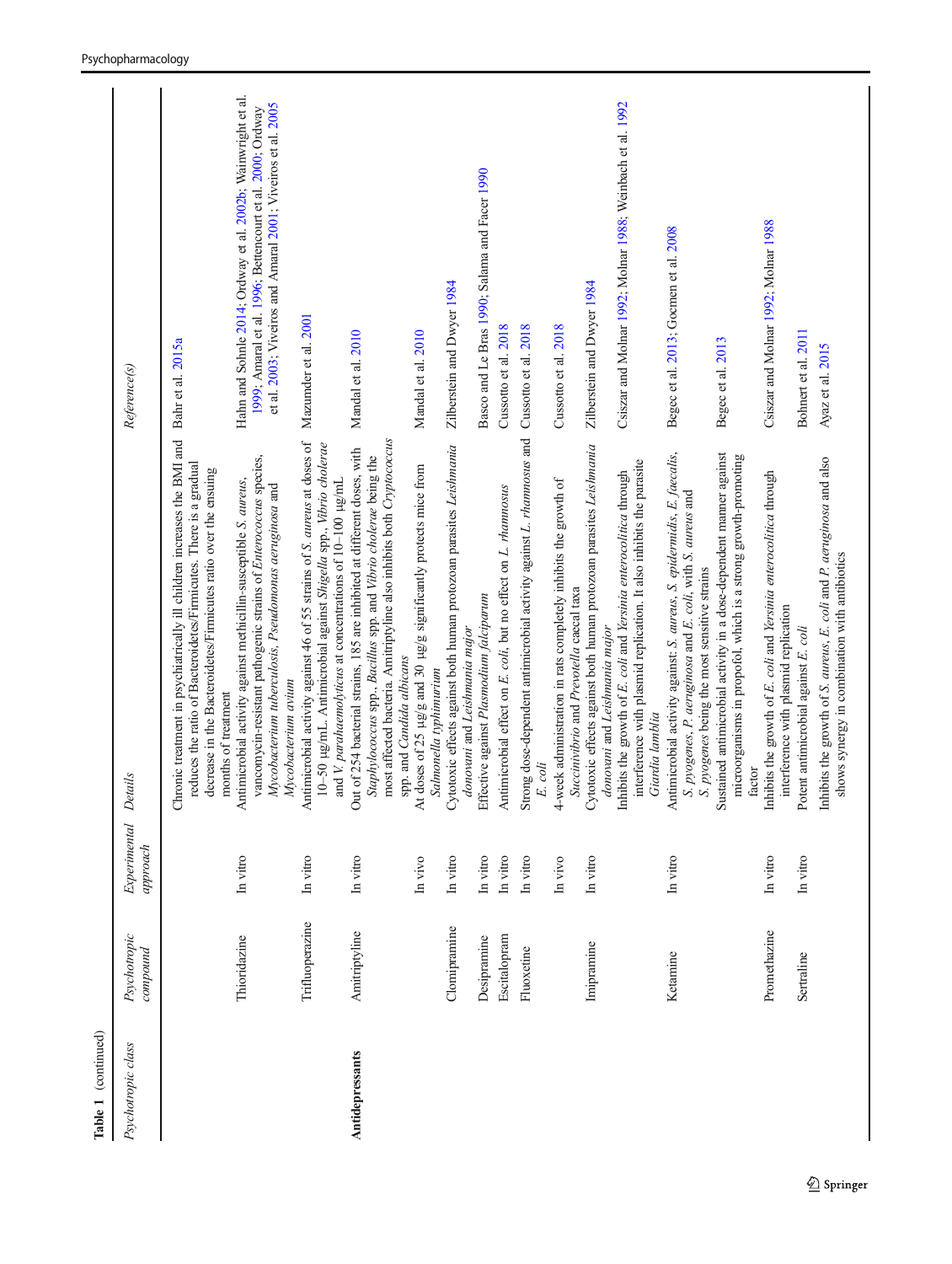**Table 1** (continued)

| Psychotropic class | Psychotropic compound | Experimental approach | Details | Reference(s) |
|---|---|---|---|---|
| | | | Chronic treatment in psychiatrically ill children increases the BMI and reduces the ratio of Bacteroidetes/Firmicutes. There is a gradual decrease in the Bacteroidetes/Firmicutes ratio over the ensuing months of treatment | Bahr et al. 2015a |
| | Thioridazine | In vitro | Antimicrobial activity against methicillin-susceptible *S. aureus*, vancomycin-resistant pathogenic strains of *Enterococcus* species, *Mycobacterium tuberculosis*, *Pseudomonas aeruginosa* and *Mycobacterium avium* | Hahn and Sohnle 2014; Ordway et al. 2002b; Wainwright et al. 1999; Amaral et al. 1996; Bettencourt et al. 2000; Ordway et al. 2003; Viveiros and Amaral 2001; Viveiros et al. 2005 |
| | Trifluoperazine | In vitro | Antimicrobial activity against 46 of 55 strains of *S. aureus* at doses of 10–50 μg/mL. Antimicrobial activity against *Shigella* spp., *Vibrio cholerae* and *V. parahaemolyticus* at concentrations of 10–100 μg/mL | Mazumder et al. 2001 |
| **Antidepressants** | Amitriptyline | In vitro | Out of 254 bacterial strains, 185 are inhibited at different doses, with *Staphylococcus* spp., *Bacillus* spp. and *Vibrio cholerae* being the most affected bacteria. Amitriptyline also inhibits both *Cryptococcus* spp. and *Candida albicans* | Mandal et al. 2010 |
| | | In vivo | At doses of 25 μg/g and 30 μg/g significantly protects mice from *Salmonella typhimurium* | Mandal et al. 2010 |
| | Clomipramine | In vitro | Cytotoxic effects against both human protozoan parasites *Leishmania donovani* and *Leishmania major* | Zilberstein and Dwyer 1984 |
| | Desipramine | In vitro | Effective against *Plasmodium falciparum* | Basco and Le Bras 1990; Salama and Facer 1990 |
| | Escitalopram | In vitro | Antimicrobial effect on *E. coli*, but no effect on *L. rhamnosus* | Cussotto et al. 2018 |
| | Fluoxetine | In vitro | Strong dose-dependent antimicrobial activity against *L. rhamnosus* and *E. coli* | Cussotto et al. 2018 |
| | | In vivo | 4-week administration in rats completely inhibits the growth of *Succinivibrio* and *Prevotella* caecal taxa | Cussotto et al. 2018 |
| | Imipramine | In vitro | Cytotoxic effects against both human protozoan parasites *Leishmania donovani* and *Leishmania major* | Zilberstein and Dwyer 1984 |
| | | | Inhibits the growth of *E. coli* and *Yersinia enterocolitica* through interference with plasmid replication. It also inhibits the parasite *Giardia lamblia* | Csiszar and Molnar 1992; Molnar 1988; Weinbach et al. 1992 |
| | Ketamine | In vitro | Antimicrobial activity against: *S. aureus*, *S. epidermidis*, *E. faecalis*, *S. pyogenes*, *P. aeruginosa* and *E. coli*, with *S. aureus* and *S. pyogenes* being the most sensitive strains | Begec et al. 2013; Gocmen et al. 2008 |
| | | | Sustained antimicrobial activity in a dose-dependent manner against microorganisms in propofol, which is a strong growth-promoting factor | Begec et al. 2013 |
| | Promethazine | In vitro | Inhibits the growth of *E. coli* and *Yersinia enterocolitica* through interference with plasmid replication | Csiszar and Molnar 1992; Molnar 1988 |
| | Sertraline | In vitro | Potent antimicrobial against *E. coli* | Bohnert et al. 2011 |
| | | | Inhibits the growth of *S. aureus*, *E. coli* and *P. aeruginosa* and also shows synergy in combination with antibiotics | Ayaz et al. 2015 |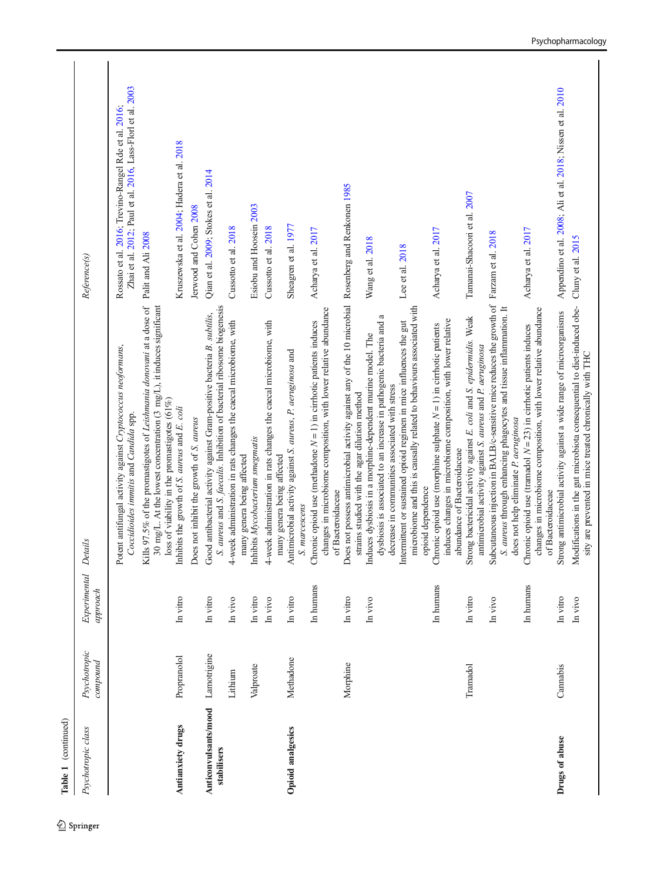**Table 1** (continued)

| Psychotropic class | Psychotropic compound | Experimental approach | Details | Reference(s) |
|---|---|---|---|---|
| | | | Potent antifungal activity against *Cryptococcus neoformans*, *Coccidioides immitis* and *Candida* spp. | Rossato et al. 2016; Trevino-Rangel Rde et al. 2016; Zhai et al. 2012; Paul et al. 2016; Lass-Florl et al. 2003 |
| | | | Kills 97.5% of the promastigotes of *Leishmania donovani* at a dose of 30 mg/L. At the lowest concentration (3 mg/L), it induces significant loss of viability in the promastigotes (61%) | Palit and Ali 2008 |
| **Antianxiety drugs** | Propranolol | In vitro | Inhibits the growth of *S. aureus* and *E. coli* | Kruszewska et al. 2004; Hadera et al. 2018 |
| | | | Does not inhibit the growth of *S. aureus* | Jerwood and Cohen 2008 |
| **Anticonvulsants/mood stabilisers** | Lamotrigine | In vitro | Good antibacterial activity against Gram-positive bacteria *B. subtilis*, *S. aureus* and *S. faecalis*. Inhibition of bacterial ribosome biogenesis | Qian et al. 2009; Stokes et al. 2014 |
| | Lithium | In vivo | 4-week administration in rats changes the caecal microbiome, with many genera being affected | Cussotto et al. 2018 |
| | Valproate | In vitro | Inhibits *Mycobacterium smegmatis* | Esiobu and Hoosein 2003 |
| | | In vivo | 4-week administration in rats changes the caecal microbiome, with many genera being affected | Cussotto et al. 2018 |
| **Opioid analgesics** | Methadone | In vitro | Antimicrobial activity against *S. aureus*, *P. aeruginosa* and *S. marcescens* | Sheagren et al. 1977 |
| | | In humans | Chronic opioid use (methadone $N = 1$) in cirrhotic patients induces changes in microbiome composition, with lower relative abundance of Bacteroidaceae | Acharya et al. 2017 |
| | Morphine | In vitro | Does not possess antimicrobial activity against any of the 10 microbial strains studied with the agar dilution method | Rosenberg and Renkonen 1985 |
| | | In vivo | Induces dysbiosis in a morphine-dependent murine model. The dysbiosis is associated to an increase in pathogenic bacteria and a decrease in communities associated with stress | Wang et al. 2018 |
| | | | Intermittent or sustained opioid regimen in mice influences the gut microbiome and this is causally related to behaviours associated with opioid dependence | Lee et al. 2018 |
| | | In humans | Chronic opioid use (morphine sulphate $N = 1$) in cirrhotic patients induces changes in microbiome composition, with lower relative abundance of Bacteroidaceae | Acharya et al. 2017 |
| | Tramadol | In vitro | Strong bactericidal activity against *E. coli* and *S. epidermidis*. Weak antimicrobial activity against *S. aureus* and *P. aeruginosa* | Tamanai-Shacoori et al. 2007 |
| | | In vivo | Subcutaneous injection in BALB/c-sensitive mice reduces the growth of *S. aureus* through enhancing phagocytes and tissue inflammation. It does not help eliminate *P. aeruginosa* | Farzam et al. 2018 |
| | | In humans | Chronic opioid use (tramadol $N = 23$) in cirrhotic patients induces changes in microbiome composition, with lower relative abundance of Bacteroidaceae | Acharya et al. 2017 |
| **Drugs of abuse** | Cannabis | In vitro | Strong antimicrobial activity against a wide range of microorganisms | Appendino et al. 2008; Ali et al. 2018; Nissen et al. 2010 |
| | | In vivo | Modifications in the gut microbiota consequential to diet-induced obesity are prevented in mice treated chronically with THC | Cluny et al. 2015 |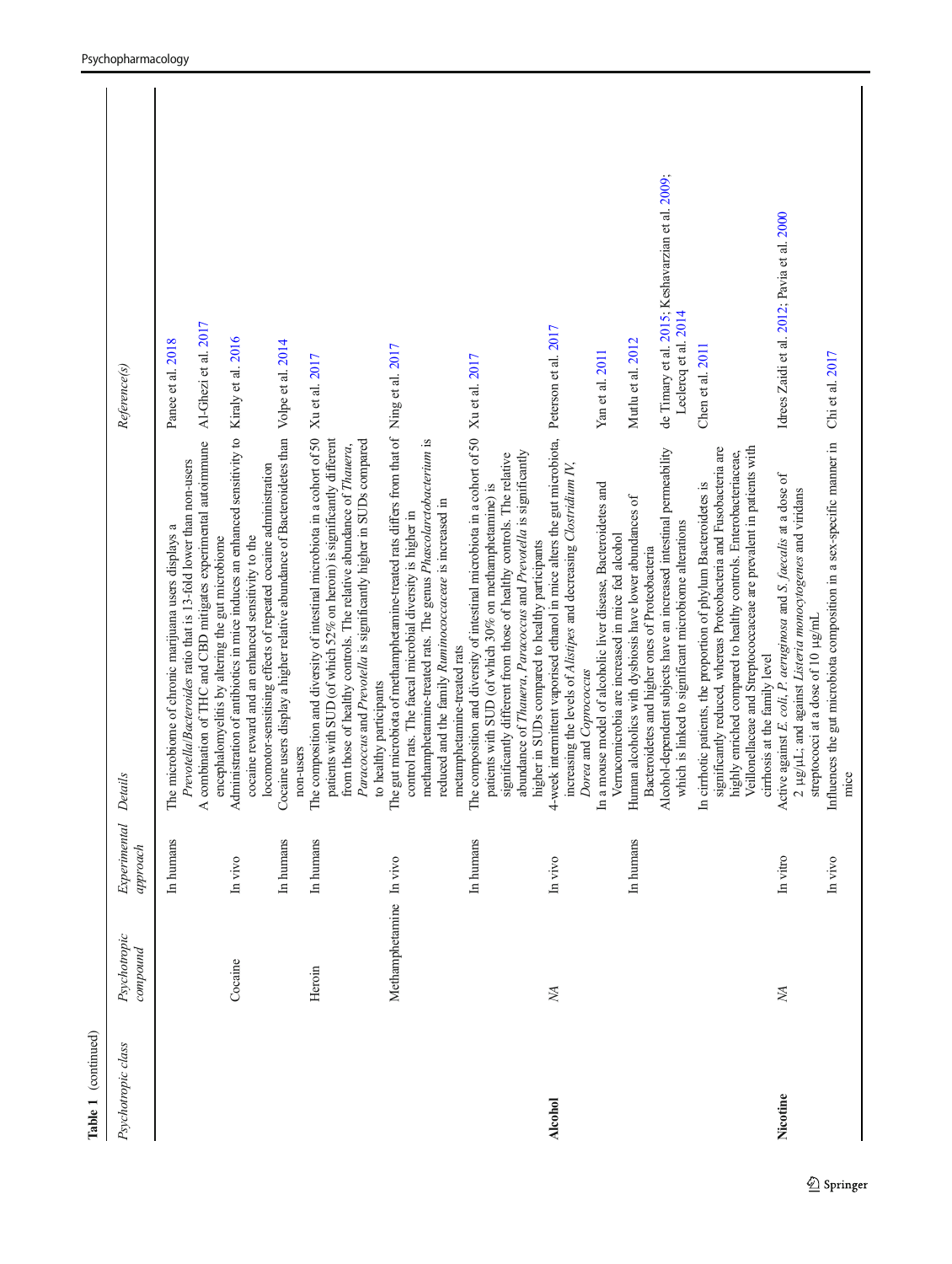**Table 1** (continued)

| Psychotropic class | Psychotropic compound | Experimental approach | Details | Reference(s) |
|---|---|---|---|---|
| | | In humans | The microbiome of chronic marijuana users displays a *Prevotella*/*Bacteroides* ratio that is 13-fold lower than non-users | Panee et al. 2018 |
| | | | A combination of THC and CBD mitigates experimental autoimmune encephalomyelitis by altering the gut microbiome | Al-Ghezi et al. 2017 |
| | Cocaine | In vivo | Administration of antibiotics in mice induces an enhanced sensitivity to cocaine reward and an enhanced sensitivity to the locomotor-sensitising effects of repeated cocaine administration | Kiraly et al. 2016 |
| | | In humans | Cocaine users display a higher relative abundance of Bacteroidetes than non-users | Volpe et al. 2014 |
| | Heroin | In humans | The composition and diversity of intestinal microbiota in a cohort of 50 patients with SUD (of which 52% on heroin) is significantly different from those of healthy controls. The relative abundance of *Thauera*, *Paracoccus* and *Prevotella* is significantly higher in SUDs compared to healthy participants | Xu et al. 2017 |
| | Methamphetamine | In vivo | The gut microbiota of methamphetamine-treated rats differs from that of control rats. The faecal microbial diversity is higher in methamphetamine-treated rats. The genus *Phascolarctobacterium* is reduced and the family *Ruminococcaceae* is increased in metamphetamine-treated rats | Ning et al. 2017 |
| | | In humans | The composition and diversity of intestinal microbiota in a cohort of 50 patients with SUD (of which 30% on methamphetamine) is significantly different from those of healthy controls. The relative abundance of *Thauera*, *Paracoccus* and *Prevotella* is significantly higher in SUDs compared to healthy participants | Xu et al. 2017 |
| **Alcohol** | *NA* | In vivo | 4-week intermittent vaporised ethanol in mice alters the gut microbiota, increasing the levels of *Alistipes* and decreasing *Clostridium IV*, *Dorea* and *Coprococcus* | Peterson et al. 2017 |
| | | | In a mouse model of alcoholic liver disease, Bacteroidetes and Verrucomicrobia are increased in mice fed alcohol | Yan et al. 2011 |
| | | In humans | Human alcoholics with dysbiosis have lower abundances of Bacteroidetes and higher ones of Proteobacteria | Mutlu et al. 2012 |
| | | | Alcohol-dependent subjects have an increased intestinal permeability which is linked to significant microbiome alterations | de Timary et al. 2015; Keshavarzian et al. 2009; Leclercq et al. 2014 |
| | | | In cirrhotic patients, the proportion of phylum Bacteroidetes is significantly reduced, whereas Proteobacteria and Fusobacteria are highly enriched compared to healthy controls. Enterobacteriaceae, Veillonellaceae and Streptococcaceae are prevalent in patients with cirrhosis at the family level | Chen et al. 2011 |
| **Nicotine** | *NA* | In vitro | Active against *E. coli*, *P. aeruginosa* and *S. faecalis* at a dose of 2 μg/μL; and against *Listeria monocytogenes* and viridans streptococci at a dose of 10 μg/mL | Idrees Zaidi et al. 2012; Pavia et al. 2000 |
| | | In vivo | Influences the gut microbiota composition in a sex-specific manner in mice | Chi et al. 2017 |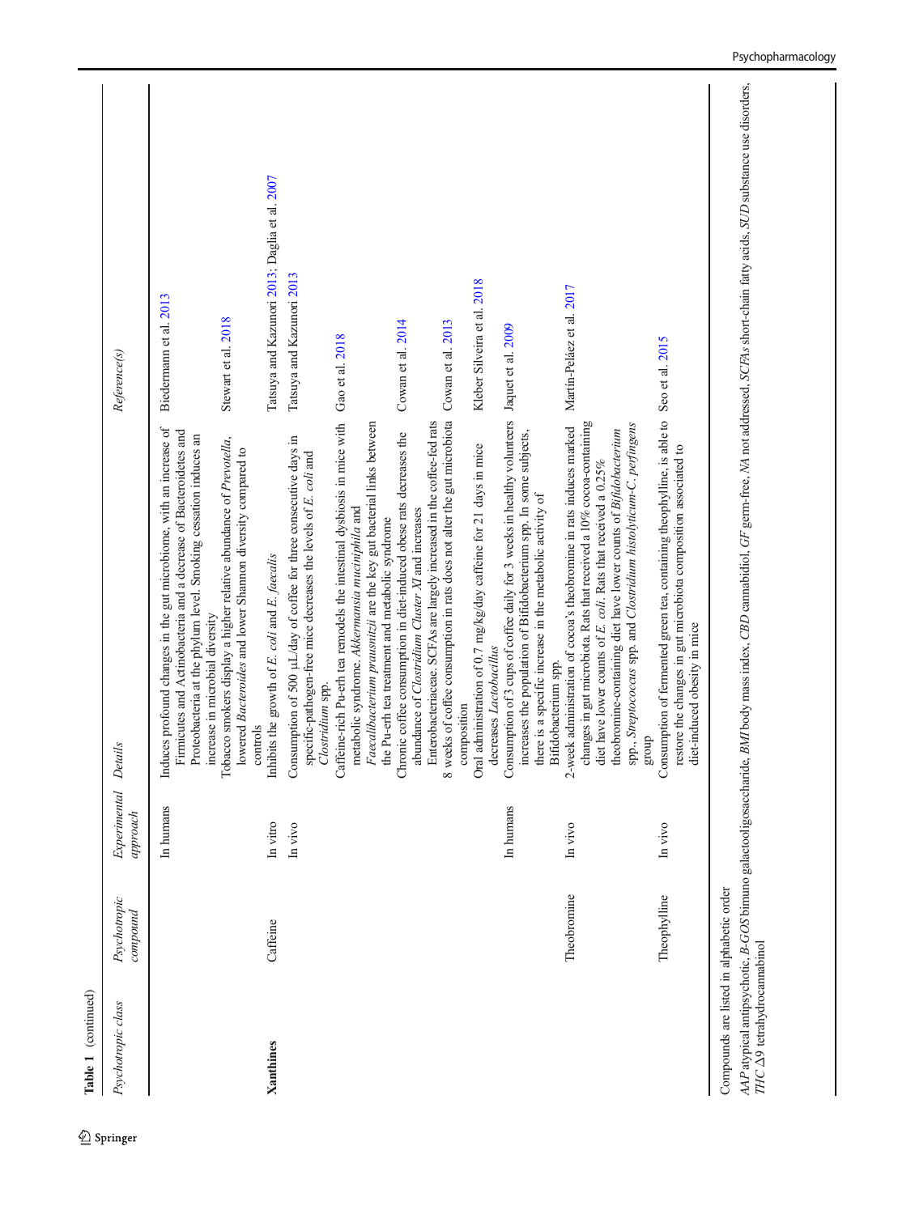**Table 1** (continued)

| Psychotropic class | Psychotropic compound | Experimental approach | Details | Reference(s) |
|---|---|---|---|---|
| | | In humans | Induces profound changes in the gut microbiome, with an increase of Firmicutes and Actinobacteria and a decrease of Bacteroidetes and Proteobacteria at the phylum level. Smoking cessation induces an increase in microbial diversity | Biedermann et al. 2013 |
| | | | Tobacco smokers display a higher relative abundance of *Prevotella*, lowered *Bacteroides* and lower Shannon diversity compared to controls | Stewart et al. 2018 |
| **Xanthines** | Caffeine | In vitro | Inhibits the growth of *E. coli* and *E. faecalis* | Tatsuya and Kazunori 2013; Daglia et al. 2007 |
| | | In vivo | Consumption of 500 μL/day of coffee for three consecutive days in specific-pathogen-free mice decreases the levels of *E. coli* and *Clostridium* spp. | Tatsuya and Kazunori 2013 |
| | | | Caffeine-rich Pu-erh tea remodels the intestinal dysbiosis in mice with metabolic syndrome. *Akkermansia muciniphila* and *Faecalibacterium prausnitzii* are the key gut bacterial links between the Pu-erh tea treatment and metabolic syndrome | Gao et al. 2018 |
| | | | Chronic coffee consumption in diet-induced obese rats decreases the abundance of *Clostridium Cluster XI* and increases Enterobacteriaceae. SCFAs are largely increased in the coffee-fed rats | Cowan et al. 2014 |
| | | | 8 weeks of coffee consumption in rats does not alter the gut microbiota composition | Cowan et al. 2013 |
| | | | Oral administration of 0.7 mg/kg/day caffeine for 21 days in mice decreases *Lactobacillus* | Kleber Silveira et al. 2018 |
| | | In humans | Consumption of 3 cups of coffee daily for 3 weeks in healthy volunteers increases the population of Bifidobacterium spp. In some subjects, there is a specific increase in the metabolic activity of Bifidobacterium spp. | Jaquet et al. 2009 |
| | Theobromine | In vivo | 2-week administration of cocoa's theobromine in rats induces marked changes in gut microbiota. Rats that received a 10% cocoa-containing diet have lower counts of *E. coli*. Rats that received a 0.25% theobromine-containing diet have lower counts of *Bifidobacterium* spp., *Streptococcus* spp. and *Clostridium histolyticum-C. perfringens* group | Martín-Peláez et al. 2017 |
| | Theophylline | In vivo | Consumption of fermented green tea, containing theophylline, is able to restore the changes in gut microbiota composition associated to diet-induced obesity in mice | Seo et al. 2015 |

Compounds are listed in alphabetic order

*AAP* atypical antipsychotic, *B-GOS* bimuno galactooligosaccharide, *BMI* body mass index, *CBD* cannabidiol, *GF* germ-free, *NA* not addressed, *SCFAs* short-chain fatty acids, *SUD* substance use disorders, *THC* Δ9 tetrahydrocannabinol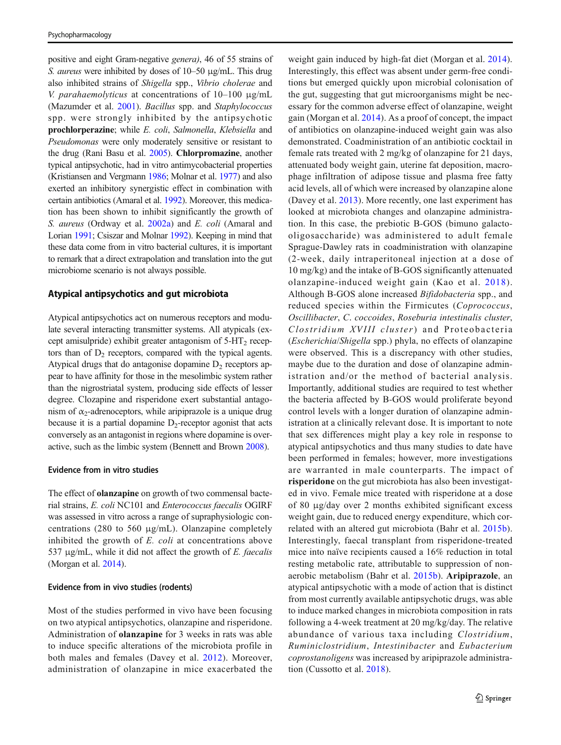positive and eight Gram-negative *genera)*, 46 of 55 strains of *S. aureus* were inhibited by doses of 10–50 μg/mL. This drug also inhibited strains of *Shigella* spp., *Vibrio cholerae* and *V. parahaemolyticus* at concentrations of 10–100 μg/mL (Mazumder et al. 2001). *Bacillus* spp. and *Staphylococcus* spp. were strongly inhibited by the antipsychotic **prochlorperazine**; while *E. coli*, *Salmonella*, *Klebsiella* and *Pseudomonas* were only moderately sensitive or resistant to the drug (Rani Basu et al. 2005). **Chlorpromazine**, another typical antipsychotic, had in vitro antimycobacterial properties (Kristiansen and Vergmann 1986; Molnar et al. 1977) and also exerted an inhibitory synergistic effect in combination with certain antibiotics (Amaral et al. 1992). Moreover, this medication has been shown to inhibit the growth of *S. aureus* (Ordway et al. 2002a) and *E. coli* (Amaral and Lorian 1991; Csiszar and Molnar 1992). Keeping in mind that these data come from in vitro bacterial cultures, it is important to remark that a direct extrapolation and translation into the gut microbiome scenario is not always possible.

## Atypical antipsychotics and gut microbiota

Atypical antipsychotics act on numerous receptors and modulate several interacting transmitter systems. All atypicals (except amisulpride) exhibit greater antagonism of 5-$HT_2$ receptors than of $D_2$ receptors, compared with the typical agents. Atypical drugs that do antagonise dopamine $D_2$ receptors appear to have affinity for those in the mesolimbic system rather than the nigrostriatal system, producing side effects of lesser degree. Clozapine and risperidone exert substantial antagonism of $\alpha_2$-adrenoceptors, while aripiprazole is a unique drug because it is a partial dopamine $D_2$-receptor agonist that acts conversely as an antagonist in regions where dopamine is overactive, such as the limbic system (Bennett and Brown 2008).

### Evidence from in vitro studies

The effect of **olanzapine** on growth of two commensal bacterial strains, *E. coli* NC101 and *Enterococcus faecalis* OGIRF was assessed in vitro across a range of supraphysiologic concentrations (280 to 560 μg/mL). Olanzapine completely inhibited the growth of *E. coli* at concentrations above 537 μg/mL, while it did not affect the growth of *E. faecalis* (Morgan et al. 2014).

### Evidence from in vivo studies (rodents)

Most of the studies performed in vivo have been focusing on two atypical antipsychotics, olanzapine and risperidone. Administration of **olanzapine** for 3 weeks in rats was able to induce specific alterations of the microbiota profile in both males and females (Davey et al. 2012). Moreover, administration of olanzapine in mice exacerbated the weight gain induced by high-fat diet (Morgan et al. 2014). Interestingly, this effect was absent under germ-free conditions but emerged quickly upon microbial colonisation of the gut, suggesting that gut microorganisms might be necessary for the common adverse effect of olanzapine, weight gain (Morgan et al. 2014). As a proof of concept, the impact of antibiotics on olanzapine-induced weight gain was also demonstrated. Coadministration of an antibiotic cocktail in female rats treated with 2 mg/kg of olanzapine for 21 days, attenuated body weight gain, uterine fat deposition, macrophage infiltration of adipose tissue and plasma free fatty acid levels, all of which were increased by olanzapine alone (Davey et al. 2013). More recently, one last experiment has looked at microbiota changes and olanzapine administration. In this case, the prebiotic B-GOS (bimuno galacto-oligosaccharide) was administered to adult female Sprague-Dawley rats in coadministration with olanzapine (2-week, daily intraperitoneal injection at a dose of 10 mg/kg) and the intake of B-GOS significantly attenuated olanzapine-induced weight gain (Kao et al. 2018). Although B-GOS alone increased *Bifidobacteria* spp., and reduced species within the Firmicutes (*Coprococcus*, *Oscillibacter*, *C. coccoides*, *Roseburia intestinalis cluster*, *Clostridium XVIII cluster*) and Proteobacteria (*Escherichia*/*Shigella* spp.) phyla, no effects of olanzapine were observed. This is a discrepancy with other studies, maybe due to the duration and dose of olanzapine administration and/or the method of bacterial analysis. Importantly, additional studies are required to test whether the bacteria affected by B-GOS would proliferate beyond control levels with a longer duration of olanzapine administration at a clinically relevant dose. It is important to note that sex differences might play a key role in response to atypical antipsychotics and thus many studies to date have been performed in females; however, more investigations are warranted in male counterparts. The impact of **risperidone** on the gut microbiota has also been investigated in vivo. Female mice treated with risperidone at a dose of 80 μg/day over 2 months exhibited significant excess weight gain, due to reduced energy expenditure, which correlated with an altered gut microbiota (Bahr et al. 2015b). Interestingly, faecal transplant from risperidone-treated mice into naïve recipients caused a 16% reduction in total resting metabolic rate, attributable to suppression of non-aerobic metabolism (Bahr et al. 2015b). **Aripiprazole**, an atypical antipsychotic with a mode of action that is distinct from most currently available antipsychotic drugs, was able to induce marked changes in microbiota composition in rats following a 4-week treatment at 20 mg/kg/day. The relative abundance of various taxa including *Clostridium*, *Ruminiclostridium*, *Intestinibacter* and *Eubacterium coprostanoligens* was increased by aripiprazole administration (Cussotto et al. 2018).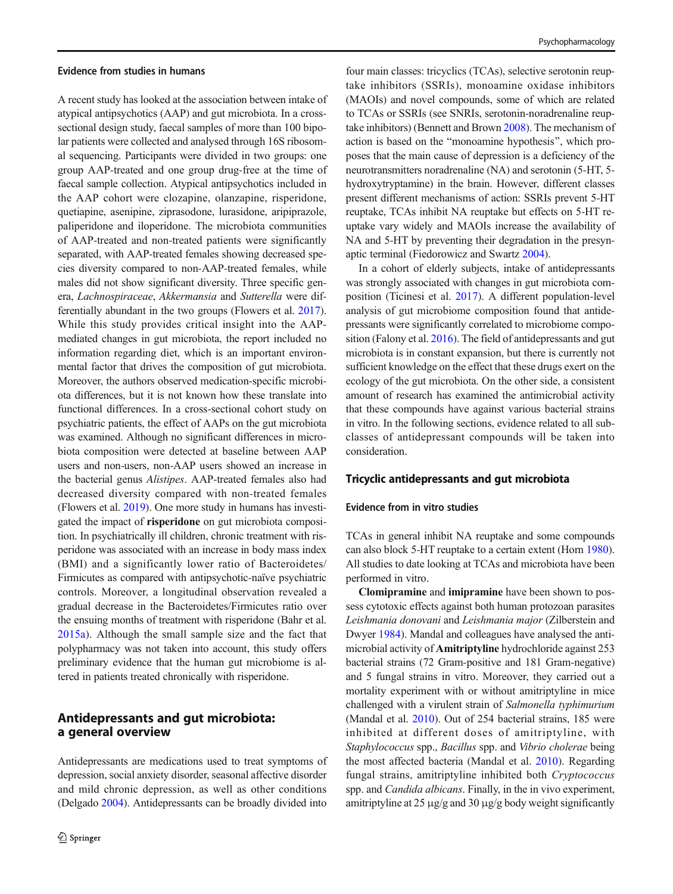#### Evidence from studies in humans

A recent study has looked at the association between intake of atypical antipsychotics (AAP) and gut microbiota. In a cross-sectional design study, faecal samples of more than 100 bipolar patients were collected and analysed through 16S ribosomal sequencing. Participants were divided in two groups: one group AAP-treated and one group drug-free at the time of faecal sample collection. Atypical antipsychotics included in the AAP cohort were clozapine, olanzapine, risperidone, quetiapine, asenipine, ziprasodone, lurasidone, aripiprazole, paliperidone and iloperidone. The microbiota communities of AAP-treated and non-treated patients were significantly separated, with AAP-treated females showing decreased species diversity compared to non-AAP-treated females, while males did not show significant diversity. Three specific genera, *Lachnospiraceae*, *Akkermansia* and *Sutterella* were differentially abundant in the two groups (Flowers et al. 2017). While this study provides critical insight into the AAP-mediated changes in gut microbiota, the report included no information regarding diet, which is an important environmental factor that drives the composition of gut microbiota. Moreover, the authors observed medication-specific microbiota differences, but it is not known how these translate into functional differences. In a cross-sectional cohort study on psychiatric patients, the effect of AAPs on the gut microbiota was examined. Although no significant differences in microbiota composition were detected at baseline between AAP users and non-users, non-AAP users showed an increase in the bacterial genus *Alistipes*. AAP-treated females also had decreased diversity compared with non-treated females (Flowers et al. 2019). One more study in humans has investigated the impact of **risperidone** on gut microbiota composition. In psychiatrically ill children, chronic treatment with risperidone was associated with an increase in body mass index (BMI) and a significantly lower ratio of Bacteroidetes/Firmicutes as compared with antipsychotic-naïve psychiatric controls. Moreover, a longitudinal observation revealed a gradual decrease in the Bacteroidetes/Firmicutes ratio over the ensuing months of treatment with risperidone (Bahr et al. 2015a). Although the small sample size and the fact that polypharmacy was not taken into account, this study offers preliminary evidence that the human gut microbiome is altered in patients treated chronically with risperidone.

## Antidepressants and gut microbiota: a general overview

Antidepressants are medications used to treat symptoms of depression, social anxiety disorder, seasonal affective disorder and mild chronic depression, as well as other conditions (Delgado 2004). Antidepressants can be broadly divided into four main classes: tricyclics (TCAs), selective serotonin reuptake inhibitors (SSRIs), monoamine oxidase inhibitors (MAOIs) and novel compounds, some of which are related to TCAs or SSRIs (see SNRIs, serotonin-noradrenaline reuptake inhibitors) (Bennett and Brown 2008). The mechanism of action is based on the "monoamine hypothesis", which proposes that the main cause of depression is a deficiency of the neurotransmitters noradrenaline (NA) and serotonin (5-HT, 5-hydroxytryptamine) in the brain. However, different classes present different mechanisms of action: SSRIs prevent 5-HT reuptake, TCAs inhibit NA reuptake but effects on 5-HT reuptake vary widely and MAOIs increase the availability of NA and 5-HT by preventing their degradation in the presynaptic terminal (Fiedorowicz and Swartz 2004).

In a cohort of elderly subjects, intake of antidepressants was strongly associated with changes in gut microbiota composition (Ticinesi et al. 2017). A different population-level analysis of gut microbiome composition found that antidepressants were significantly correlated to microbiome composition (Falony et al. 2016). The field of antidepressants and gut microbiota is in constant expansion, but there is currently not sufficient knowledge on the effect that these drugs exert on the ecology of the gut microbiota. On the other side, a consistent amount of research has examined the antimicrobial activity that these compounds have against various bacterial strains in vitro. In the following sections, evidence related to all subclasses of antidepressant compounds will be taken into consideration.

### Tricyclic antidepressants and gut microbiota

#### Evidence from in vitro studies

TCAs in general inhibit NA reuptake and some compounds can also block 5-HT reuptake to a certain extent (Horn 1980). All studies to date looking at TCAs and microbiota have been performed in vitro.

**Clomipramine** and **imipramine** have been shown to possess cytotoxic effects against both human protozoan parasites *Leishmania donovani* and *Leishmania major* (Zilberstein and Dwyer 1984). Mandal and colleagues have analysed the antimicrobial activity of **Amitriptyline** hydrochloride against 253 bacterial strains (72 Gram-positive and 181 Gram-negative) and 5 fungal strains in vitro. Moreover, they carried out a mortality experiment with or without amitriptyline in mice challenged with a virulent strain of *Salmonella typhimurium* (Mandal et al. 2010). Out of 254 bacterial strains, 185 were inhibited at different doses of amitriptyline, with *Staphylococcus* spp., *Bacillus* spp. and *Vibrio cholerae* being the most affected bacteria (Mandal et al. 2010). Regarding fungal strains, amitriptyline inhibited both *Cryptococcus* spp. and *Candida albicans*. Finally, in the in vivo experiment, amitriptyline at 25 μg/g and 30 μg/g body weight significantly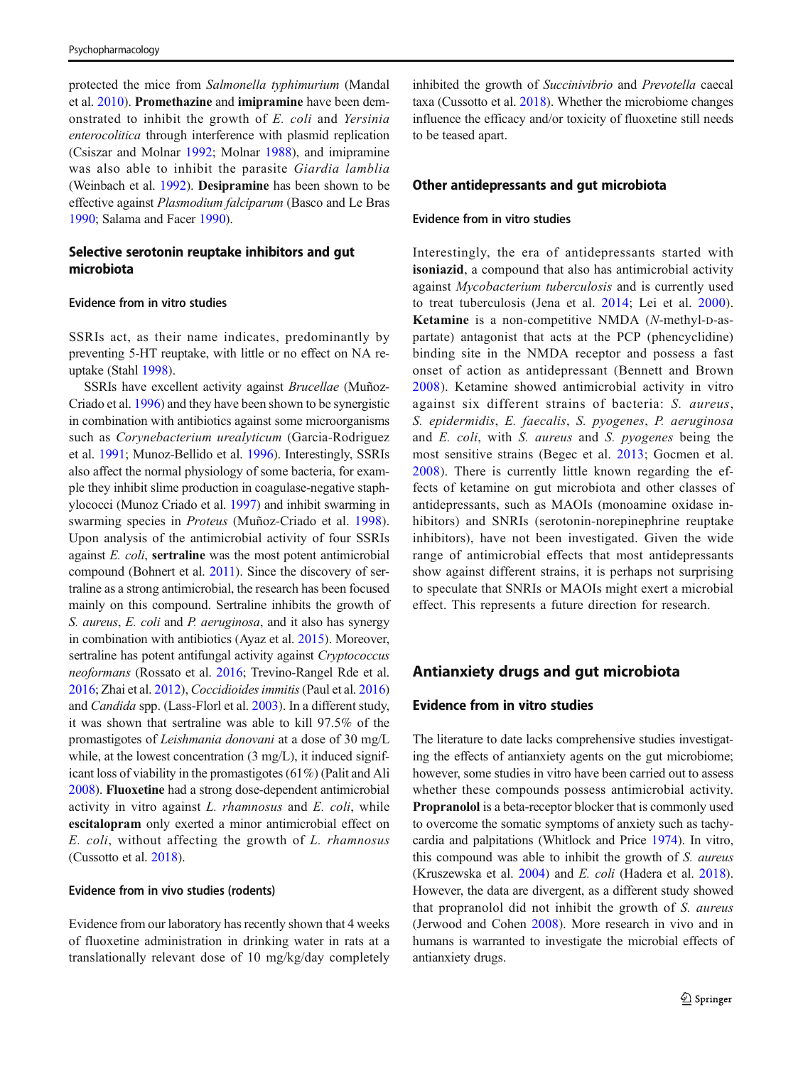protected the mice from *Salmonella typhimurium* (Mandal et al. 2010). **Promethazine** and **imipramine** have been demonstrated to inhibit the growth of *E. coli* and *Yersinia enterocolitica* through interference with plasmid replication (Csiszar and Molnar 1992; Molnar 1988), and imipramine was also able to inhibit the parasite *Giardia lamblia* (Weinbach et al. 1992). **Desipramine** has been shown to be effective against *Plasmodium falciparum* (Basco and Le Bras 1990; Salama and Facer 1990).

### Selective serotonin reuptake inhibitors and gut microbiota

#### Evidence from in vitro studies

SSRIs act, as their name indicates, predominantly by preventing 5-HT reuptake, with little or no effect on NA reuptake (Stahl 1998).

SSRIs have excellent activity against *Brucellae* (Muñoz-Criado et al. 1996) and they have been shown to be synergistic in combination with antibiotics against some microorganisms such as *Corynebacterium urealyticum* (Garcia-Rodriguez et al. 1991; Munoz-Bellido et al. 1996). Interestingly, SSRIs also affect the normal physiology of some bacteria, for example they inhibit slime production in coagulase-negative staphylococci (Munoz Criado et al. 1997) and inhibit swarming in swarming species in *Proteus* (Muñoz-Criado et al. 1998). Upon analysis of the antimicrobial activity of four SSRIs against *E. coli*, **sertraline** was the most potent antimicrobial compound (Bohnert et al. 2011). Since the discovery of sertraline as a strong antimicrobial, the research has been focused mainly on this compound. Sertraline inhibits the growth of *S. aureus*, *E. coli* and *P. aeruginosa*, and it also has synergy in combination with antibiotics (Ayaz et al. 2015). Moreover, sertraline has potent antifungal activity against *Cryptococcus neoformans* (Rossato et al. 2016; Trevino-Rangel Rde et al. 2016; Zhai et al. 2012), *Coccidioides immitis* (Paul et al. 2016) and *Candida* spp. (Lass-Florl et al. 2003). In a different study, it was shown that sertraline was able to kill 97.5% of the promastigotes of *Leishmania donovani* at a dose of 30 mg/L while, at the lowest concentration (3 mg/L), it induced significant loss of viability in the promastigotes (61%) (Palit and Ali 2008). **Fluoxetine** had a strong dose-dependent antimicrobial activity in vitro against *L. rhamnosus* and *E. coli*, while **escitalopram** only exerted a minor antimicrobial effect on *E. coli*, without affecting the growth of *L. rhamnosus* (Cussotto et al. 2018).

#### Evidence from in vivo studies (rodents)

Evidence from our laboratory has recently shown that 4 weeks of fluoxetine administration in drinking water in rats at a translationally relevant dose of 10 mg/kg/day completely inhibited the growth of *Succinivibrio* and *Prevotella* caecal taxa (Cussotto et al. 2018). Whether the microbiome changes influence the efficacy and/or toxicity of fluoxetine still needs to be teased apart.

### Other antidepressants and gut microbiota

#### Evidence from in vitro studies

Interestingly, the era of antidepressants started with **isoniazid**, a compound that also has antimicrobial activity against *Mycobacterium tuberculosis* and is currently used to treat tuberculosis (Jena et al. 2014; Lei et al. 2000). **Ketamine** is a non-competitive NMDA (*N*-methyl-D-aspartate) antagonist that acts at the PCP (phencyclidine) binding site in the NMDA receptor and possess a fast onset of action as antidepressant (Bennett and Brown 2008). Ketamine showed antimicrobial activity in vitro against six different strains of bacteria: *S. aureus*, *S. epidermidis*, *E. faecalis*, *S. pyogenes*, *P. aeruginosa* and *E. coli*, with *S. aureus* and *S. pyogenes* being the most sensitive strains (Begec et al. 2013; Gocmen et al. 2008). There is currently little known regarding the effects of ketamine on gut microbiota and other classes of antidepressants, such as MAOIs (monoamine oxidase inhibitors) and SNRIs (serotonin-norepinephrine reuptake inhibitors), have not been investigated. Given the wide range of antimicrobial effects that most antidepressants show against different strains, it is perhaps not surprising to speculate that SNRIs or MAOIs might exert a microbial effect. This represents a future direction for research.

## Antianxiety drugs and gut microbiota

### Evidence from in vitro studies

The literature to date lacks comprehensive studies investigating the effects of antianxiety agents on the gut microbiome; however, some studies in vitro have been carried out to assess whether these compounds possess antimicrobial activity. **Propranolol** is a beta-receptor blocker that is commonly used to overcome the somatic symptoms of anxiety such as tachycardia and palpitations (Whitlock and Price 1974). In vitro, this compound was able to inhibit the growth of *S. aureus* (Kruszewska et al. 2004) and *E. coli* (Hadera et al. 2018). However, the data are divergent, as a different study showed that propranolol did not inhibit the growth of *S. aureus* (Jerwood and Cohen 2008). More research in vivo and in humans is warranted to investigate the microbial effects of antianxiety drugs.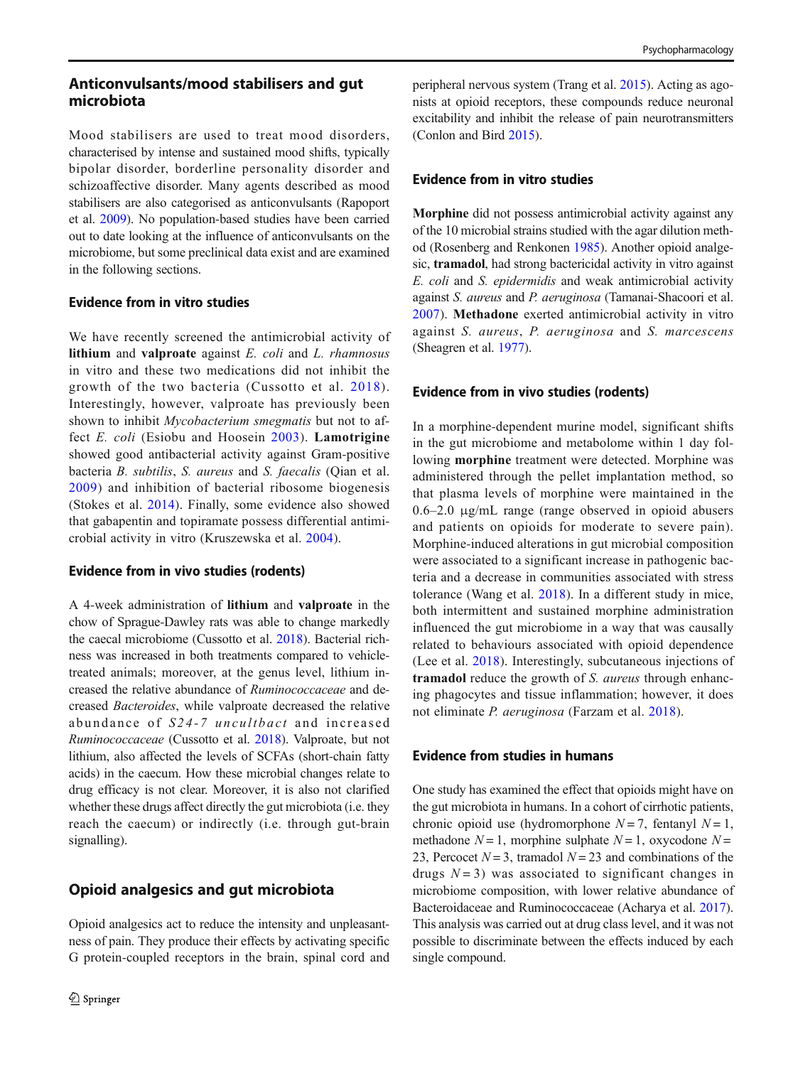## Anticonvulsants/mood stabilisers and gut microbiota

Mood stabilisers are used to treat mood disorders, characterised by intense and sustained mood shifts, typically bipolar disorder, borderline personality disorder and schizoaffective disorder. Many agents described as mood stabilisers are also categorised as anticonvulsants (Rapoport et al. 2009). No population-based studies have been carried out to date looking at the influence of anticonvulsants on the microbiome, but some preclinical data exist and are examined in the following sections.

### Evidence from in vitro studies

We have recently screened the antimicrobial activity of **lithium** and **valproate** against *E. coli* and *L. rhamnosus* in vitro and these two medications did not inhibit the growth of the two bacteria (Cussotto et al. 2018). Interestingly, however, valproate has previously been shown to inhibit *Mycobacterium smegmatis* but not to affect *E. coli* (Esiobu and Hoosein 2003). **Lamotrigine** showed good antibacterial activity against Gram-positive bacteria *B. subtilis*, *S. aureus* and *S. faecalis* (Qian et al. 2009) and inhibition of bacterial ribosome biogenesis (Stokes et al. 2014). Finally, some evidence also showed that gabapentin and topiramate possess differential antimicrobial activity in vitro (Kruszewska et al. 2004).

### Evidence from in vivo studies (rodents)

A 4-week administration of **lithium** and **valproate** in the chow of Sprague-Dawley rats was able to change markedly the caecal microbiome (Cussotto et al. 2018). Bacterial richness was increased in both treatments compared to vehicle-treated animals; moreover, at the genus level, lithium increased the relative abundance of *Ruminococcaceae* and decreased *Bacteroides*, while valproate decreased the relative abundance of *S24-7 uncultbact* and increased *Ruminococcaceae* (Cussotto et al. 2018). Valproate, but not lithium, also affected the levels of SCFAs (short-chain fatty acids) in the caecum. How these microbial changes relate to drug efficacy is not clear. Moreover, it is also not clarified whether these drugs affect directly the gut microbiota (i.e. they reach the caecum) or indirectly (i.e. through gut-brain signalling).

## Opioid analgesics and gut microbiota

Opioid analgesics act to reduce the intensity and unpleasantness of pain. They produce their effects by activating specific G protein-coupled receptors in the brain, spinal cord and peripheral nervous system (Trang et al. 2015). Acting as agonists at opioid receptors, these compounds reduce neuronal excitability and inhibit the release of pain neurotransmitters (Conlon and Bird 2015).

### Evidence from in vitro studies

**Morphine** did not possess antimicrobial activity against any of the 10 microbial strains studied with the agar dilution method (Rosenberg and Renkonen 1985). Another opioid analgesic, **tramadol**, had strong bactericidal activity in vitro against *E. coli* and *S. epidermidis* and weak antimicrobial activity against *S. aureus* and *P. aeruginosa* (Tamanai-Shacoori et al. 2007). **Methadone** exerted antimicrobial activity in vitro against *S. aureus*, *P. aeruginosa* and *S. marcescens* (Sheagren et al. 1977).

### Evidence from in vivo studies (rodents)

In a morphine-dependent murine model, significant shifts in the gut microbiome and metabolome within 1 day following **morphine** treatment were detected. Morphine was administered through the pellet implantation method, so that plasma levels of morphine were maintained in the 0.6–2.0 μg/mL range (range observed in opioid abusers and patients on opioids for moderate to severe pain). Morphine-induced alterations in gut microbial composition were associated to a significant increase in pathogenic bacteria and a decrease in communities associated with stress tolerance (Wang et al. 2018). In a different study in mice, both intermittent and sustained morphine administration influenced the gut microbiome in a way that was causally related to behaviours associated with opioid dependence (Lee et al. 2018). Interestingly, subcutaneous injections of **tramadol** reduce the growth of *S. aureus* through enhancing phagocytes and tissue inflammation; however, it does not eliminate *P. aeruginosa* (Farzam et al. 2018).

### Evidence from studies in humans

One study has examined the effect that opioids might have on the gut microbiota in humans. In a cohort of cirrhotic patients, chronic opioid use (hydromorphone $N = 7$, fentanyl $N = 1$, methadone $N = 1$, morphine sulphate $N = 1$, oxycodone $N = 23$, Percocet $N = 3$, tramadol $N = 23$ and combinations of the drugs $N = 3$) was associated to significant changes in microbiome composition, with lower relative abundance of Bacteroidaceae and Ruminococcaceae (Acharya et al. 2017). This analysis was carried out at drug class level, and it was not possible to discriminate between the effects induced by each single compound.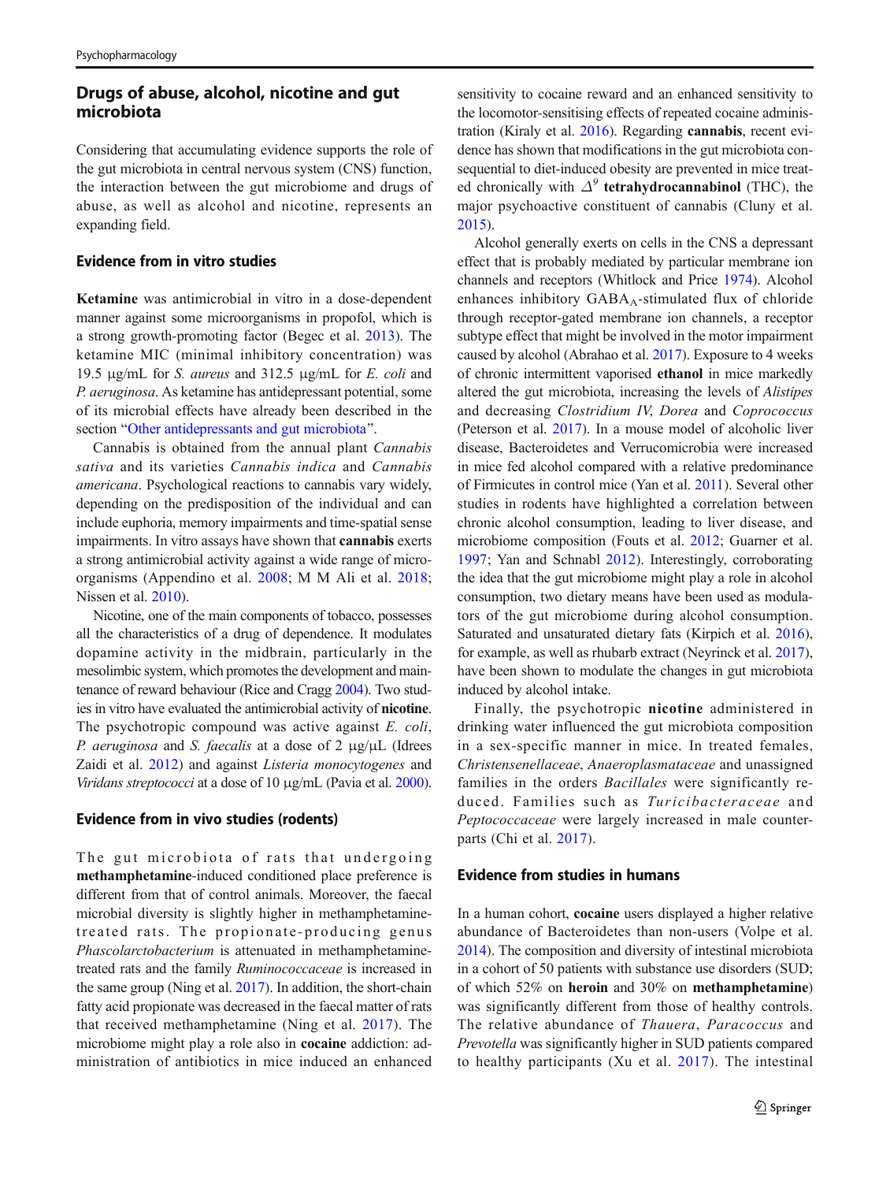## Drugs of abuse, alcohol, nicotine and gut microbiota

Considering that accumulating evidence supports the role of the gut microbiota in central nervous system (CNS) function, the interaction between the gut microbiome and drugs of abuse, as well as alcohol and nicotine, represents an expanding field.

### Evidence from in vitro studies

**Ketamine** was antimicrobial in vitro in a dose-dependent manner against some microorganisms in propofol, which is a strong growth-promoting factor (Begec et al. 2013). The ketamine MIC (minimal inhibitory concentration) was 19.5 μg/mL for *S. aureus* and 312.5 μg/mL for *E. coli* and *P. aeruginosa*. As ketamine has antidepressant potential, some of its microbial effects have already been described in the section "Other antidepressants and gut microbiota".

Cannabis is obtained from the annual plant *Cannabis sativa* and its varieties *Cannabis indica* and *Cannabis americana*. Psychological reactions to cannabis vary widely, depending on the predisposition of the individual and can include euphoria, memory impairments and time-spatial sense impairments. In vitro assays have shown that **cannabis** exerts a strong antimicrobial activity against a wide range of microorganisms (Appendino et al. 2008; M M Ali et al. 2018; Nissen et al. 2010).

Nicotine, one of the main components of tobacco, possesses all the characteristics of a drug of dependence. It modulates dopamine activity in the midbrain, particularly in the mesolimbic system, which promotes the development and maintenance of reward behaviour (Rice and Cragg 2004). Two studies in vitro have evaluated the antimicrobial activity of **nicotine**. The psychotropic compound was active against *E. coli*, *P. aeruginosa* and *S. faecalis* at a dose of 2 μg/μL (Idrees Zaidi et al. 2012) and against *Listeria monocytogenes* and *Viridans streptococci* at a dose of 10 μg/mL (Pavia et al. 2000).

### Evidence from in vivo studies (rodents)

The gut microbiota of rats that undergoing **methamphetamine**-induced conditioned place preference is different from that of control animals. Moreover, the faecal microbial diversity is slightly higher in methamphetamine-treated rats. The propionate-producing genus *Phascolarctobacterium* is attenuated in methamphetamine-treated rats and the family *Ruminococcaceae* is increased in the same group (Ning et al. 2017). In addition, the short-chain fatty acid propionate was decreased in the faecal matter of rats that received methamphetamine (Ning et al. 2017). The microbiome might play a role also in **cocaine** addiction: administration of antibiotics in mice induced an enhanced sensitivity to cocaine reward and an enhanced sensitivity to the locomotor-sensitising effects of repeated cocaine administration (Kiraly et al. 2016). Regarding **cannabis**, recent evidence has shown that modifications in the gut microbiota consequential to diet-induced obesity are prevented in mice treated chronically with $\Delta^9$ **tetrahydrocannabinol** (THC), the major psychoactive constituent of cannabis (Cluny et al. 2015).

Alcohol generally exerts on cells in the CNS a depressant effect that is probably mediated by particular membrane ion channels and receptors (Whitlock and Price 1974). Alcohol enhances inhibitory $GABA_A$-stimulated flux of chloride through receptor-gated membrane ion channels, a receptor subtype effect that might be involved in the motor impairment caused by alcohol (Abrahao et al. 2017). Exposure to 4 weeks of chronic intermittent vaporised **ethanol** in mice markedly altered the gut microbiota, increasing the levels of *Alistipes* and decreasing *Clostridium IV*, *Dorea* and *Coprococcus* (Peterson et al. 2017). In a mouse model of alcoholic liver disease, Bacteroidetes and Verrucomicrobia were increased in mice fed alcohol compared with a relative predominance of Firmicutes in control mice (Yan et al. 2011). Several other studies in rodents have highlighted a correlation between chronic alcohol consumption, leading to liver disease, and microbiome composition (Fouts et al. 2012; Guarner et al. 1997; Yan and Schnabl 2012). Interestingly, corroborating the idea that the gut microbiome might play a role in alcohol consumption, two dietary means have been used as modulators of the gut microbiome during alcohol consumption. Saturated and unsaturated dietary fats (Kirpich et al. 2016), for example, as well as rhubarb extract (Neyrinck et al. 2017), have been shown to modulate the changes in gut microbiota induced by alcohol intake.

Finally, the psychotropic **nicotine** administered in drinking water influenced the gut microbiota composition in a sex-specific manner in mice. In treated females, *Christensenellaceae*, *Anaeroplasmatаceae* and unassigned families in the orders *Bacillales* were significantly reduced. Families such as *Turicibacteraceae* and *Peptococcaceae* were largely increased in male counterparts (Chi et al. 2017).

### Evidence from studies in humans

In a human cohort, **cocaine** users displayed a higher relative abundance of Bacteroidetes than non-users (Volpe et al. 2014). The composition and diversity of intestinal microbiota in a cohort of 50 patients with substance use disorders (SUD; of which 52% on **heroin** and 30% on **methamphetamine**) was significantly different from those of healthy controls. The relative abundance of *Thauera*, *Paracoccus* and *Prevotella* was significantly higher in SUD patients compared to healthy participants (Xu et al. 2017). The intestinal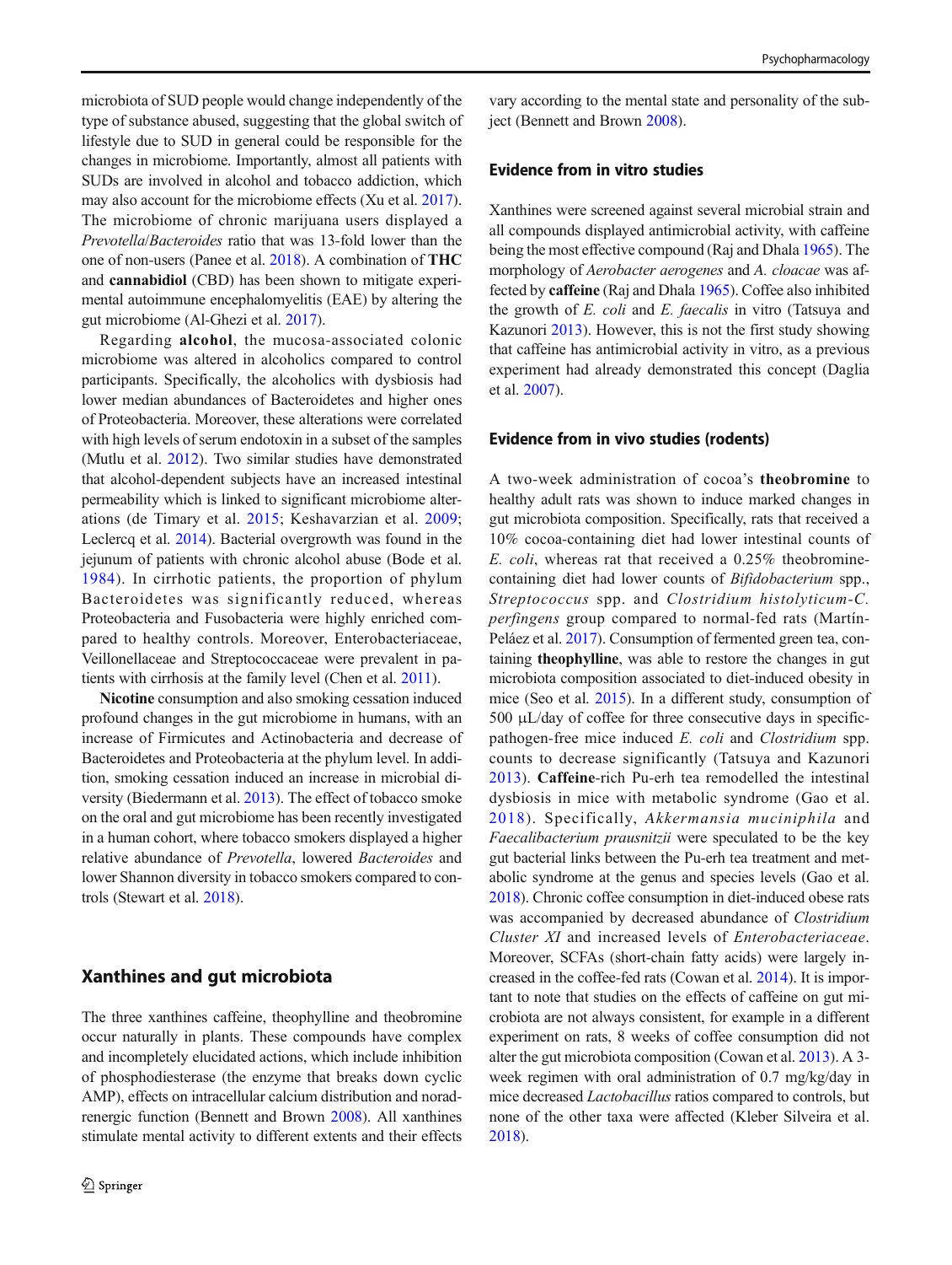microbiota of SUD people would change independently of the type of substance abused, suggesting that the global switch of lifestyle due to SUD in general could be responsible for the changes in microbiome. Importantly, almost all patients with SUDs are involved in alcohol and tobacco addiction, which may also account for the microbiome effects (Xu et al. 2017). The microbiome of chronic marijuana users displayed a *Prevotella*/*Bacteroides* ratio that was 13-fold lower than the one of non-users (Panee et al. 2018). A combination of **THC** and **cannabidiol** (CBD) has been shown to mitigate experimental autoimmune encephalomyelitis (EAE) by altering the gut microbiome (Al-Ghezi et al. 2017).

Regarding **alcohol**, the mucosa-associated colonic microbiome was altered in alcoholics compared to control participants. Specifically, the alcoholics with dysbiosis had lower median abundances of Bacteroidetes and higher ones of Proteobacteria. Moreover, these alterations were correlated with high levels of serum endotoxin in a subset of the samples (Mutlu et al. 2012). Two similar studies have demonstrated that alcohol-dependent subjects have an increased intestinal permeability which is linked to significant microbiome alterations (de Timary et al. 2015; Keshavarzian et al. 2009; Leclercq et al. 2014). Bacterial overgrowth was found in the jejunum of patients with chronic alcohol abuse (Bode et al. 1984). In cirrhotic patients, the proportion of phylum Bacteroidetes was significantly reduced, whereas Proteobacteria and Fusobacteria were highly enriched compared to healthy controls. Moreover, Enterobacteriaceae, Veillonellaceae and Streptococcaceae were prevalent in patients with cirrhosis at the family level (Chen et al. 2011).

**Nicotine** consumption and also smoking cessation induced profound changes in the gut microbiome in humans, with an increase of Firmicutes and Actinobacteria and decrease of Bacteroidetes and Proteobacteria at the phylum level. In addition, smoking cessation induced an increase in microbial diversity (Biedermann et al. 2013). The effect of tobacco smoke on the oral and gut microbiome has been recently investigated in a human cohort, where tobacco smokers displayed a higher relative abundance of *Prevotella*, lowered *Bacteroides* and lower Shannon diversity in tobacco smokers compared to controls (Stewart et al. 2018).

## Xanthines and gut microbiota

The three xanthines caffeine, theophylline and theobromine occur naturally in plants. These compounds have complex and incompletely elucidated actions, which include inhibition of phosphodiesterase (the enzyme that breaks down cyclic AMP), effects on intracellular calcium distribution and noradrenergic function (Bennett and Brown 2008). All xanthines stimulate mental activity to different extents and their effects vary according to the mental state and personality of the subject (Bennett and Brown 2008).

### Evidence from in vitro studies

Xanthines were screened against several microbial strain and all compounds displayed antimicrobial activity, with caffeine being the most effective compound (Raj and Dhala 1965). The morphology of *Aerobacter aerogenes* and *A. cloacae* was affected by **caffeine** (Raj and Dhala 1965). Coffee also inhibited the growth of *E. coli* and *E. faecalis* in vitro (Tatsuya and Kazunori 2013). However, this is not the first study showing that caffeine has antimicrobial activity in vitro, as a previous experiment had already demonstrated this concept (Daglia et al. 2007).

### Evidence from in vivo studies (rodents)

A two-week administration of cocoa's **theobromine** to healthy adult rats was shown to induce marked changes in gut microbiota composition. Specifically, rats that received a 10% cocoa-containing diet had lower intestinal counts of *E. coli*, whereas rat that received a 0.25% theobromine-containing diet had lower counts of *Bifidobacterium* spp., *Streptococcus* spp. and *Clostridium histolyticum-C. perfingens* group compared to normal-fed rats (Martín-Peláez et al. 2017). Consumption of fermented green tea, containing **theophylline**, was able to restore the changes in gut microbiota composition associated to diet-induced obesity in mice (Seo et al. 2015). In a different study, consumption of 500 μL/day of coffee for three consecutive days in specific-pathogen-free mice induced *E. coli* and *Clostridium* spp. counts to decrease significantly (Tatsuya and Kazunori 2013). **Caffeine**-rich Pu-erh tea remodelled the intestinal dysbiosis in mice with metabolic syndrome (Gao et al. 2018). Specifically, *Akkermansia muciniphila* and *Faecalibacterium prausnitzii* were speculated to be the key gut bacterial links between the Pu-erh tea treatment and metabolic syndrome at the genus and species levels (Gao et al. 2018). Chronic coffee consumption in diet-induced obese rats was accompanied by decreased abundance of *Clostridium Cluster XI* and increased levels of *Enterobacteriaceae*. Moreover, SCFAs (short-chain fatty acids) were largely increased in the coffee-fed rats (Cowan et al. 2014). It is important to note that studies on the effects of caffeine on gut microbiota are not always consistent, for example in a different experiment on rats, 8 weeks of coffee consumption did not alter the gut microbiota composition (Cowan et al. 2013). A 3-week regimen with oral administration of 0.7 mg/kg/day in mice decreased *Lactobacillus* ratios compared to controls, but none of the other taxa were affected (Kleber Silveira et al. 2018).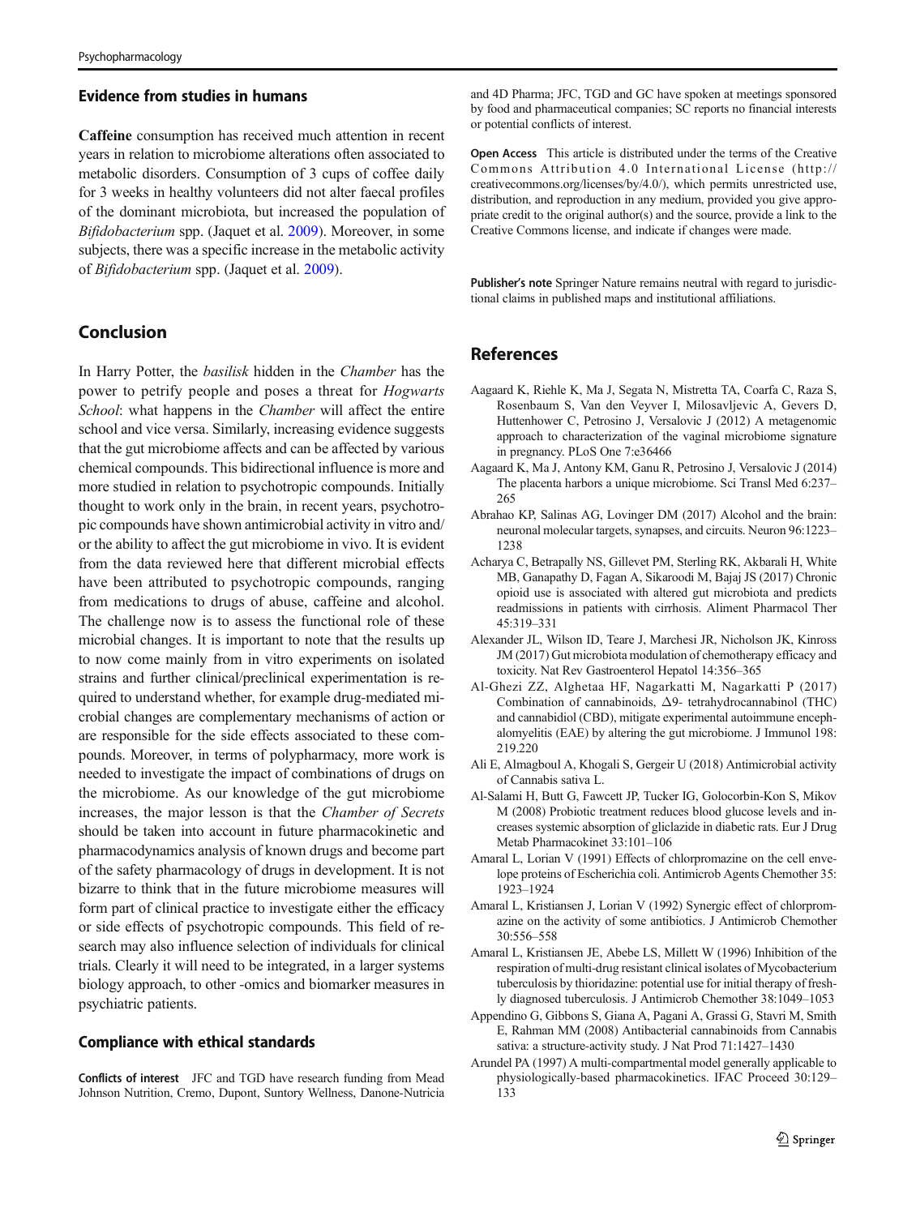### Evidence from studies in humans

**Caffeine** consumption has received much attention in recent years in relation to microbiome alterations often associated to metabolic disorders. Consumption of 3 cups of coffee daily for 3 weeks in healthy volunteers did not alter faecal profiles of the dominant microbiota, but increased the population of *Bifidobacterium* spp. (Jaquet et al. 2009). Moreover, in some subjects, there was a specific increase in the metabolic activity of *Bifidobacterium* spp. (Jaquet et al. 2009).

## Conclusion

In Harry Potter, the *basilisk* hidden in the *Chamber* has the power to petrify people and poses a threat for *Hogwarts School*: what happens in the *Chamber* will affect the entire school and vice versa. Similarly, increasing evidence suggests that the gut microbiome affects and can be affected by various chemical compounds. This bidirectional influence is more and more studied in relation to psychotropic compounds. Initially thought to work only in the brain, in recent years, psychotropic compounds have shown antimicrobial activity in vitro and/or the ability to affect the gut microbiome in vivo. It is evident from the data reviewed here that different microbial effects have been attributed to psychotropic compounds, ranging from medications to drugs of abuse, caffeine and alcohol. The challenge now is to assess the functional role of these microbial changes. It is important to note that the results up to now come mainly from in vitro experiments on isolated strains and further clinical/preclinical experimentation is required to understand whether, for example drug-mediated microbial changes are complementary mechanisms of action or are responsible for the side effects associated to these compounds. Moreover, in terms of polypharmacy, more work is needed to investigate the impact of combinations of drugs on the microbiome. As our knowledge of the gut microbiome increases, the major lesson is that the *Chamber of Secrets* should be taken into account in future pharmacokinetic and pharmacodynamics analysis of known drugs and become part of the safety pharmacology of drugs in development. It is not bizarre to think that in the future microbiome measures will form part of clinical practice to investigate either the efficacy or side effects of psychotropic compounds. This field of research may also influence selection of individuals for clinical trials. Clearly it will need to be integrated, in a larger systems biology approach, to other -omics and biomarker measures in psychiatric patients.

### Compliance with ethical standards

**Conflicts of interest** JFC and TGD have research funding from Mead Johnson Nutrition, Cremo, Dupont, Suntory Wellness, Danone-Nutricia and 4D Pharma; JFC, TGD and GC have spoken at meetings sponsored by food and pharmaceutical companies; SC reports no financial interests or potential conflicts of interest.

**Open Access** This article is distributed under the terms of the Creative Commons Attribution 4.0 International License (http://creativecommons.org/licenses/by/4.0/), which permits unrestricted use, distribution, and reproduction in any medium, provided you give appropriate credit to the original author(s) and the source, provide a link to the Creative Commons license, and indicate if changes were made.

**Publisher's note** Springer Nature remains neutral with regard to jurisdictional claims in published maps and institutional affiliations.

## References

Aagaard K, Riehle K, Ma J, Segata N, Mistretta TA, Coarfa C, Raza S, Rosenbaum S, Van den Veyver I, Milosavljevic A, Gevers D, Huttenhower C, Petrosino J, Versalovic J (2012) A metagenomic approach to characterization of the vaginal microbiome signature in pregnancy. PLoS One 7:e36466

Aagaard K, Ma J, Antony KM, Ganu R, Petrosino J, Versalovic J (2014) The placenta harbors a unique microbiome. Sci Transl Med 6:237–265

Abrahao KP, Salinas AG, Lovinger DM (2017) Alcohol and the brain: neuronal molecular targets, synapses, and circuits. Neuron 96:1223–1238

Acharya C, Betrapally NS, Gillevet PM, Sterling RK, Akbarali H, White MB, Ganapathy D, Fagan A, Sikaroodi M, Bajaj JS (2017) Chronic opioid use is associated with altered gut microbiota and predicts readmissions in patients with cirrhosis. Aliment Pharmacol Ther 45:319–331

Alexander JL, Wilson ID, Teare J, Marchesi JR, Nicholson JK, Kinross JM (2017) Gut microbiota modulation of chemotherapy efficacy and toxicity. Nat Rev Gastroenterol Hepatol 14:356–365

Al-Ghezi ZZ, Alghetaa HF, Nagarkatti M, Nagarkatti P (2017) Combination of cannabinoids, Δ9- tetrahydrocannabinol (THC) and cannabidiol (CBD), mitigate experimental autoimmune encephalomyelitis (EAE) by altering the gut microbiome. J Immunol 198: 219.220

Ali E, Almagboul A, Khogali S, Gergeir U (2018) Antimicrobial activity of Cannabis sativa L.

Al-Salami H, Butt G, Fawcett JP, Tucker IG, Golocorbin-Kon S, Mikov M (2008) Probiotic treatment reduces blood glucose levels and increases systemic absorption of gliclazide in diabetic rats. Eur J Drug Metab Pharmacokinet 33:101–106

Amaral L, Lorian V (1991) Effects of chlorpromazine on the cell envelope proteins of Escherichia coli. Antimicrob Agents Chemother 35: 1923–1924

Amaral L, Kristiansen J, Lorian V (1992) Synergic effect of chlorpromazine on the activity of some antibiotics. J Antimicrob Chemother 30:556–558

Amaral L, Kristiansen JE, Abebe LS, Millett W (1996) Inhibition of the respiration of multi-drug resistant clinical isolates of Mycobacterium tuberculosis by thioridazine: potential use for initial therapy of freshly diagnosed tuberculosis. J Antimicrob Chemother 38:1049–1053

Appendino G, Gibbons S, Giana A, Pagani A, Grassi G, Stavri M, Smith E, Rahman MM (2008) Antibacterial cannabinoids from Cannabis sativa: a structure-activity study. J Nat Prod 71:1427–1430

Arundel PA (1997) A multi-compartmental model generally applicable to physiologically-based pharmacokinetics. IFAC Proceed 30:129–133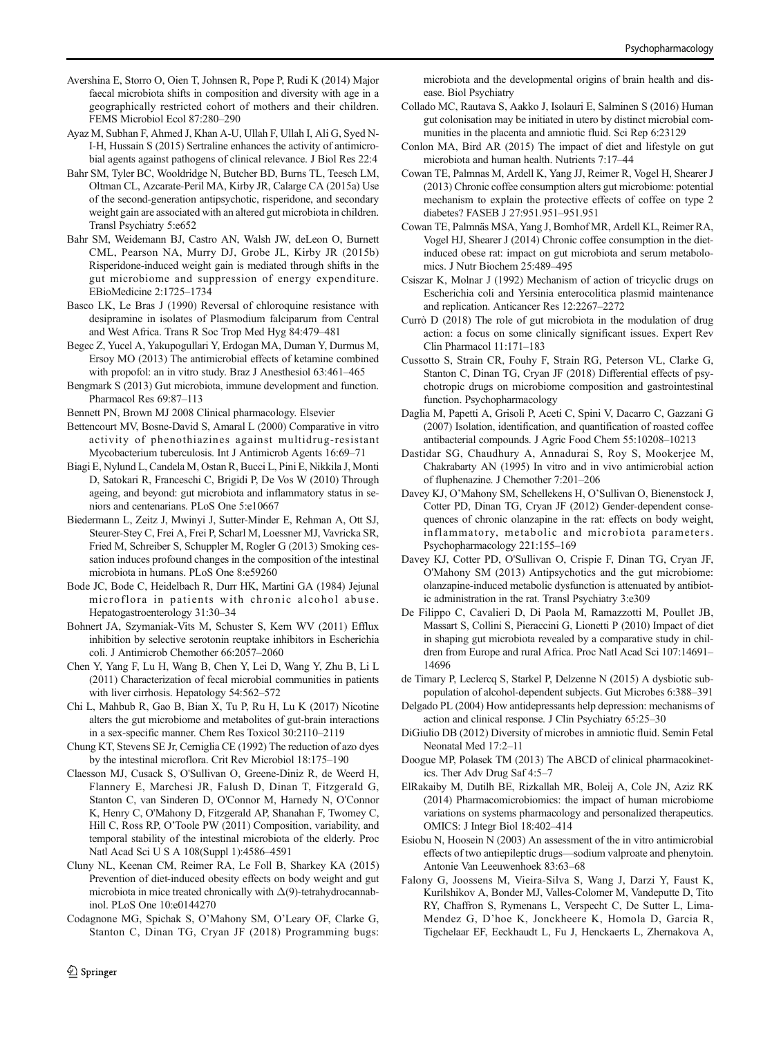Avershina E, Storro O, Oien T, Johnsen R, Pope P, Rudi K (2014) Major faecal microbiota shifts in composition and diversity with age in a geographically restricted cohort of mothers and their children. FEMS Microbiol Ecol 87:280–290

Ayaz M, Subhan F, Ahmed J, Khan A-U, Ullah F, Ullah I, Ali G, Syed N-I-H, Hussain S (2015) Sertraline enhances the activity of antimicrobial agents against pathogens of clinical relevance. J Biol Res 22:4

Bahr SM, Tyler BC, Wooldridge N, Butcher BD, Burns TL, Teesch LM, Oltman CL, Azcarate-Peril MA, Kirby JR, Calarge CA (2015a) Use of the second-generation antipsychotic, risperidone, and secondary weight gain are associated with an altered gut microbiota in children. Transl Psychiatry 5:e652

Bahr SM, Weidemann BJ, Castro AN, Walsh JW, deLeon O, Burnett CML, Pearson NA, Murry DJ, Grobe JL, Kirby JR (2015b) Risperidone-induced weight gain is mediated through shifts in the gut microbiome and suppression of energy expenditure. EBioMedicine 2:1725–1734

Basco LK, Le Bras J (1990) Reversal of chloroquine resistance with desipramine in isolates of Plasmodium falciparum from Central and West Africa. Trans R Soc Trop Med Hyg 84:479–481

Begec Z, Yucel A, Yakupogullari Y, Erdogan MA, Duman Y, Durmus M, Ersoy MO (2013) The antimicrobial effects of ketamine combined with propofol: an in vitro study. Braz J Anesthesiol 63:461–465

Bengmark S (2013) Gut microbiota, immune development and function. Pharmacol Res 69:87–113

Bennett PN, Brown MJ 2008 Clinical pharmacology. Elsevier

Bettencourt MV, Bosne-David S, Amaral L (2000) Comparative in vitro activity of phenothiazines against multidrug-resistant Mycobacterium tuberculosis. Int J Antimicrob Agents 16:69–71

Biagi E, Nylund L, Candela M, Ostan R, Bucci L, Pini E, Nikkila J, Monti D, Satokari R, Franceschi C, Brigidi P, De Vos W (2010) Through ageing, and beyond: gut microbiota and inflammatory status in seniors and centenarians. PLoS One 5:e10667

Biedermann L, Zeitz J, Mwinyi J, Sutter-Minder E, Rehman A, Ott SJ, Steurer-Stey C, Frei A, Frei P, Scharl M, Loessner MJ, Vavricka SR, Fried M, Schreiber S, Schuppler M, Rogler G (2013) Smoking cessation induces profound changes in the composition of the intestinal microbiota in humans. PLoS One 8:e59260

Bode JC, Bode C, Heidelbach R, Durr HK, Martini GA (1984) Jejunal microflora in patients with chronic alcohol abuse. Hepatogastroenterology 31:30–34

Bohnert JA, Szymaniak-Vits M, Schuster S, Kern WV (2011) Efflux inhibition by selective serotonin reuptake inhibitors in Escherichia coli. J Antimicrob Chemother 66:2057–2060

Chen Y, Yang F, Lu H, Wang B, Chen Y, Lei D, Wang Y, Zhu B, Li L (2011) Characterization of fecal microbial communities in patients with liver cirrhosis. Hepatology 54:562–572

Chi L, Mahbub R, Gao B, Bian X, Tu P, Ru H, Lu K (2017) Nicotine alters the gut microbiome and metabolites of gut-brain interactions in a sex-specific manner. Chem Res Toxicol 30:2110–2119

Chung KT, Stevens SE Jr, Cerniglia CE (1992) The reduction of azo dyes by the intestinal microflora. Crit Rev Microbiol 18:175–190

Claesson MJ, Cusack S, O'Sullivan O, Greene-Diniz R, de Weerd H, Flannery E, Marchesi JR, Falush D, Dinan T, Fitzgerald G, Stanton C, van Sinderen D, O'Connor M, Harnedy N, O'Connor K, Henry C, O'Mahony D, Fitzgerald AP, Shanahan F, Twomey C, Hill C, Ross RP, O'Toole PW (2011) Composition, variability, and temporal stability of the intestinal microbiota of the elderly. Proc Natl Acad Sci U S A 108(Suppl 1):4586–4591

Cluny NL, Keenan CM, Reimer RA, Le Foll B, Sharkey KA (2015) Prevention of diet-induced obesity effects on body weight and gut microbiota in mice treated chronically with Δ(9)-tetrahydrocannabinol. PLoS One 10:e0144270

Codagnone MG, Spichak S, O'Mahony SM, O'Leary OF, Clarke G, Stanton C, Dinan TG, Cryan JF (2018) Programming bugs: microbiota and the developmental origins of brain health and disease. Biol Psychiatry

Collado MC, Rautava S, Aakko J, Isolauri E, Salminen S (2016) Human gut colonisation may be initiated in utero by distinct microbial communities in the placenta and amniotic fluid. Sci Rep 6:23129

Conlon MA, Bird AR (2015) The impact of diet and lifestyle on gut microbiota and human health. Nutrients 7:17–44

Cowan TE, Palmnas M, Ardell K, Yang JJ, Reimer R, Vogel H, Shearer J (2013) Chronic coffee consumption alters gut microbiome: potential mechanism to explain the protective effects of coffee on type 2 diabetes? FASEB J 27:951.951–951.951

Cowan TE, Palmnäs MSA, Yang J, Bomhof MR, Ardell KL, Reimer RA, Vogel HJ, Shearer J (2014) Chronic coffee consumption in the diet-induced obese rat: impact on gut microbiota and serum metabolomics. J Nutr Biochem 25:489–495

Csiszar K, Molnar J (1992) Mechanism of action of tricyclic drugs on Escherichia coli and Yersinia enterocolitica plasmid maintenance and replication. Anticancer Res 12:2267–2272

Currò D (2018) The role of gut microbiota in the modulation of drug action: a focus on some clinically significant issues. Expert Rev Clin Pharmacol 11:171–183

Cussotto S, Strain CR, Fouhy F, Strain RG, Peterson VL, Clarke G, Stanton C, Dinan TG, Cryan JF (2018) Differential effects of psychotropic drugs on microbiome composition and gastrointestinal function. Psychopharmacology

Daglia M, Papetti A, Grisoli P, Aceti C, Spini V, Dacarro C, Gazzani G (2007) Isolation, identification, and quantification of roasted coffee antibacterial compounds. J Agric Food Chem 55:10208–10213

Dastidar SG, Chaudhury A, Annadurai S, Roy S, Mookerjee M, Chakrabarty AN (1995) In vitro and in vivo antimicrobial action of fluphenazine. J Chemother 7:201–206

Davey KJ, O'Mahony SM, Schellekens H, O'Sullivan O, Bienenstock J, Cotter PD, Dinan TG, Cryan JF (2012) Gender-dependent consequences of chronic olanzapine in the rat: effects on body weight, inflammatory, metabolic and microbiota parameters. Psychopharmacology 221:155–169

Davey KJ, Cotter PD, O'Sullivan O, Crispie F, Dinan TG, Cryan JF, O'Mahony SM (2013) Antipsychotics and the gut microbiome: olanzapine-induced metabolic dysfunction is attenuated by antibiotic administration in the rat. Transl Psychiatry 3:e309

De Filippo C, Cavalieri D, Di Paola M, Ramazzotti M, Poullet JB, Massart S, Collini S, Pieraccini G, Lionetti P (2010) Impact of diet in shaping gut microbiota revealed by a comparative study in children from Europe and rural Africa. Proc Natl Acad Sci 107:14691–14696

de Timary P, Leclercq S, Starkel P, Delzenne N (2015) A dysbiotic subpopulation of alcohol-dependent subjects. Gut Microbes 6:388–391

Delgado PL (2004) How antidepressants help depression: mechanisms of action and clinical response. J Clin Psychiatry 65:25–30

DiGiulio DB (2012) Diversity of microbes in amniotic fluid. Semin Fetal Neonatal Med 17:2–11

Doogue MP, Polasek TM (2013) The ABCD of clinical pharmacokinetics. Ther Adv Drug Saf 4:5–7

ElRakaiby M, Dutilh BE, Rizkallah MR, Boleij A, Cole JN, Aziz RK (2014) Pharmacomicrobiomics: the impact of human microbiome variations on systems pharmacology and personalized therapeutics. OMICS: J Integr Biol 18:402–414

Esiobu N, Hoosein N (2003) An assessment of the in vitro antimicrobial effects of two antiepileptic drugs—sodium valproate and phenytoin. Antonie Van Leeuwenhoek 83:63–68

Falony G, Joossens M, Vieira-Silva S, Wang J, Darzi Y, Faust K, Kurilshikov A, Bonder MJ, Valles-Colomer M, Vandeputte D, Tito RY, Chaffron S, Rymenans L, Verspecht C, De Sutter L, Lima-Mendez G, D'hoe K, Jonckheere K, Homola D, Garcia R, Tigchelaar EF, Eeckhaudt L, Fu J, Henckaerts L, Zhernakova A,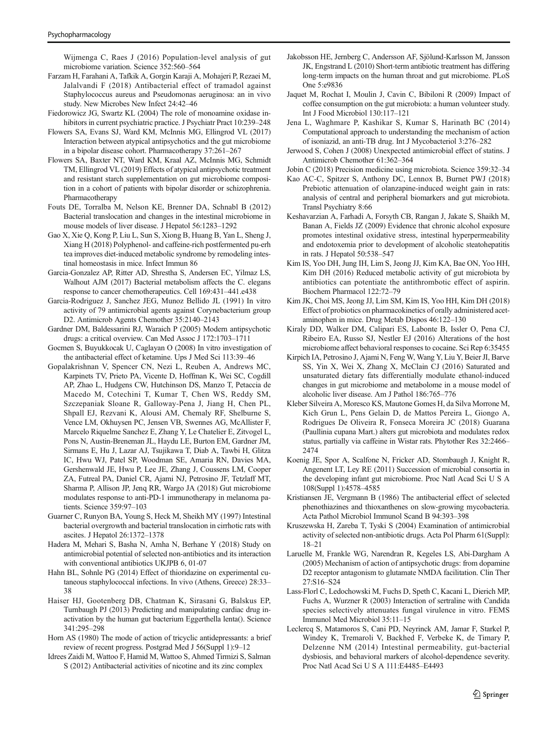Wijmenga C, Raes J (2016) Population-level analysis of gut microbiome variation. Science 352:560–564

Farzam H, Farahani A, Tafkik A, Gorgin Karaji A, Mohajeri P, Rezaei M, Jalalvandi F (2018) Antibacterial effect of tramadol against Staphylococcus aureus and Pseudomonas aeruginosa: an in vivo study. New Microbes New Infect 24:42–46

Fiedorowicz JG, Swartz KL (2004) The role of monoamine oxidase inhibitors in current psychiatric practice. J Psychiatr Pract 10:239–248

Flowers SA, Evans SJ, Ward KM, McInnis MG, Ellingrod VL (2017) Interaction between atypical antipsychotics and the gut microbiome in a bipolar disease cohort. Pharmacotherapy 37:261–267

Flowers SA, Baxter NT, Ward KM, Kraal AZ, McInnis MG, Schmidt TM, Ellingrod VL (2019) Effects of atypical antipsychotic treatment and resistant starch supplementation on gut microbiome composition in a cohort of patients with bipolar disorder or schizophrenia. Pharmacotherapy

Fouts DE, Torralba M, Nelson KE, Brenner DA, Schnabl B (2012) Bacterial translocation and changes in the intestinal microbiome in mouse models of liver disease. J Hepatol 56:1283–1292

Gao X, Xie Q, Kong P, Liu L, Sun S, Xiong B, Huang B, Yan L, Sheng J, Xiang H (2018) Polyphenol- and caffeine-rich postfermented pu-erh tea improves diet-induced metabolic syndrome by remodeling intestinal homeostasis in mice. Infect Immun 86

Garcia-Gonzalez AP, Ritter AD, Shrestha S, Andersen EC, Yilmaz LS, Walhout AJM (2017) Bacterial metabolism affects the C. elegans response to cancer chemotherapeutics. Cell 169:431–441.e438

Garcia-Rodriguez J, Sanchez JEG, Munoz Bellido JL (1991) In vitro activity of 79 antimicrobial agents against Corynebacterium group D2. Antimicrob Agents Chemother 35:2140–2143

Gardner DM, Baldessarini RJ, Waraich P (2005) Modern antipsychotic drugs: a critical overview. Can Med Assoc J 172:1703–1711

Gocmen S, Buyukkocak U, Caglayan O (2008) In vitro investigation of the antibacterial effect of ketamine. Ups J Med Sci 113:39–46

Gopalakrishnan V, Spencer CN, Nezi L, Reuben A, Andrews MC, Karpinets TV, Prieto PA, Vicente D, Hoffman K, Wei SC, Cogdill AP, Zhao L, Hudgens CW, Hutchinson DS, Manzo T, Petaccia de Macedo M, Cotechini T, Kumar T, Chen WS, Reddy SM, Szczepaniak Sloane R, Galloway-Pena J, Jiang H, Chen PL, Shpall EJ, Rezvani K, Alousi AM, Chemaly RF, Shelburne S, Vence LM, Okhuysen PC, Jensen VB, Swennes AG, McAllister F, Marcelo Riquelme Sanchez E, Zhang Y, Le Chatelier E, Zitvogel L, Pons N, Austin-Breneman JL, Haydu LE, Burton EM, Gardner JM, Sirmans E, Hu J, Lazar AJ, Tsujikawa T, Diab A, Tawbi H, Glitza IC, Hwu WJ, Patel SP, Woodman SE, Amaria RN, Davies MA, Gershenwald JE, Hwu P, Lee JE, Zhang J, Coussens LM, Cooper ZA, Futreal PA, Daniel CR, Ajami NJ, Petrosino JF, Tetzlaff MT, Sharma P, Allison JP, Jenq RR, Wargo JA (2018) Gut microbiome modulates response to anti-PD-1 immunotherapy in melanoma patients. Science 359:97–103

Guarner C, Runyon BA, Young S, Heck M, Sheikh MY (1997) Intestinal bacterial overgrowth and bacterial translocation in cirrhotic rats with ascites. J Hepatol 26:1372–1378

Hadera M, Mehari S, Basha N, Amha N, Berhane Y (2018) Study on antimicrobial potential of selected non-antibiotics and its interaction with conventional antibiotics UKJPB 6, 01-07

Hahn BL, Sohnle PG (2014) Effect of thioridazine on experimental cutaneous staphylococcal infections. In vivo (Athens, Greece) 28:33–38

Haiser HJ, Gootenberg DB, Chatman K, Sirasani G, Balskus EP, Turnbaugh PJ (2013) Predicting and manipulating cardiac drug inactivation by the human gut bacterium Eggerthella lenta(). Science 341:295–298

Horn AS (1980) The mode of action of tricyclic antidepressants: a brief review of recent progress. Postgrad Med J 56(Suppl 1):9–12

Idrees Zaidi M, Wattoo F, Hamid M, Wattoo S, Ahmed Tirmizi S, Salman S (2012) Antibacterial activities of nicotine and its zinc complex

Jakobsson HE, Jernberg C, Andersson AF, Sjölund-Karlsson M, Jansson JK, Engstrand L (2010) Short-term antibiotic treatment has differing long-term impacts on the human throat and gut microbiome. PLoS One 5:e9836

Jaquet M, Rochat I, Moulin J, Cavin C, Bibiloni R (2009) Impact of coffee consumption on the gut microbiota: a human volunteer study. Int J Food Microbiol 130:117–121

Jena L, Waghmare P, Kashikar S, Kumar S, Harinath BC (2014) Computational approach to understanding the mechanism of action of isoniazid, an anti-TB drug. Int J Mycobacteriol 3:276–282

Jerwood S, Cohen J (2008) Unexpected antimicrobial effect of statins. J Antimicrob Chemother 61:362–364

Jobin C (2018) Precision medicine using microbiota. Science 359:32–34

Kao AC-C, Spitzer S, Anthony DC, Lennox B, Burnet PWJ (2018) Prebiotic attenuation of olanzapine-induced weight gain in rats: analysis of central and peripheral biomarkers and gut microbiota. Transl Psychiatry 8:66

Keshavarzian A, Farhadi A, Forsyth CB, Rangan J, Jakate S, Shaikh M, Banan A, Fields JZ (2009) Evidence that chronic alcohol exposure promotes intestinal oxidative stress, intestinal hyperpermeability and endotoxemia prior to development of alcoholic steatohepatitis in rats. J Hepatol 50:538–547

Kim IS, Yoo DH, Jung IH, Lim S, Jeong JJ, Kim KA, Bae ON, Yoo HH, Kim DH (2016) Reduced metabolic activity of gut microbiota by antibiotics can potentiate the antithrombotic effect of aspirin. Biochem Pharmacol 122:72–79

Kim JK, Choi MS, Jeong JJ, Lim SM, Kim IS, Yoo HH, Kim DH (2018) Effect of probiotics on pharmacokinetics of orally administered acetaminophen in mice. Drug Metab Dispos 46:122–130

Kiraly DD, Walker DM, Calipari ES, Labonte B, Issler O, Pena CJ, Ribeiro EA, Russo SJ, Nestler EJ (2016) Alterations of the host microbiome affect behavioral responses to cocaine. Sci Rep 6:35455

Kirpich IA, Petrosino J, Ajami N, Feng W, Wang Y, Liu Y, Beier JI, Barve SS, Yin X, Wei X, Zhang X, McClain CJ (2016) Saturated and unsaturated dietary fats differentially modulate ethanol-induced changes in gut microbiome and metabolome in a mouse model of alcoholic liver disease. Am J Pathol 186:765–776

Kleber Silveira A, Moresco KS, Mautone Gomes H, da Silva Morrone M, Kich Grun L, Pens Gelain D, de Mattos Pereira L, Giongo A, Rodrigues De Oliveira R, Fonseca Moreira JC (2018) Guarana (Paullinia cupana Mart.) alters gut microbiota and modulates redox status, partially via caffeine in Wistar rats. Phytother Res 32:2466–2474

Koenig JE, Spor A, Scalfone N, Fricker AD, Stombaugh J, Knight R, Angenent LT, Ley RE (2011) Succession of microbial consortia in the developing infant gut microbiome. Proc Natl Acad Sci U S A 108(Suppl 1):4578–4585

Kristiansen JE, Vergmann B (1986) The antibacterial effect of selected phenothiazines and thioxanthenes on slow-growing mycobacteria. Acta Pathol Microbiol Immunol Scand B 94:393–398

Kruszewska H, Zareba T, Tyski S (2004) Examination of antimicrobial activity of selected non-antibiotic drugs. Acta Pol Pharm 61(Suppl): 18–21

Laruelle M, Frankle WG, Narendran R, Kegeles LS, Abi-Dargham A (2005) Mechanism of action of antipsychotic drugs: from dopamine D2 receptor antagonism to glutamate NMDA facilitation. Clin Ther 27:S16–S24

Lass-Florl C, Ledochowski M, Fuchs D, Speth C, Kacani L, Dierich MP, Fuchs A, Wurzner R (2003) Interaction of sertraline with Candida species selectively attenuates fungal virulence in vitro. FEMS Immunol Med Microbiol 35:11–15

Leclercq S, Matamoros S, Cani PD, Neyrinck AM, Jamar F, Starkel P, Windey K, Tremaroli V, Backhed F, Verbeke K, de Timary P, Delzenne NM (2014) Intestinal permeability, gut-bacterial dysbiosis, and behavioral markers of alcohol-dependence severity. Proc Natl Acad Sci U S A 111:E4485–E4493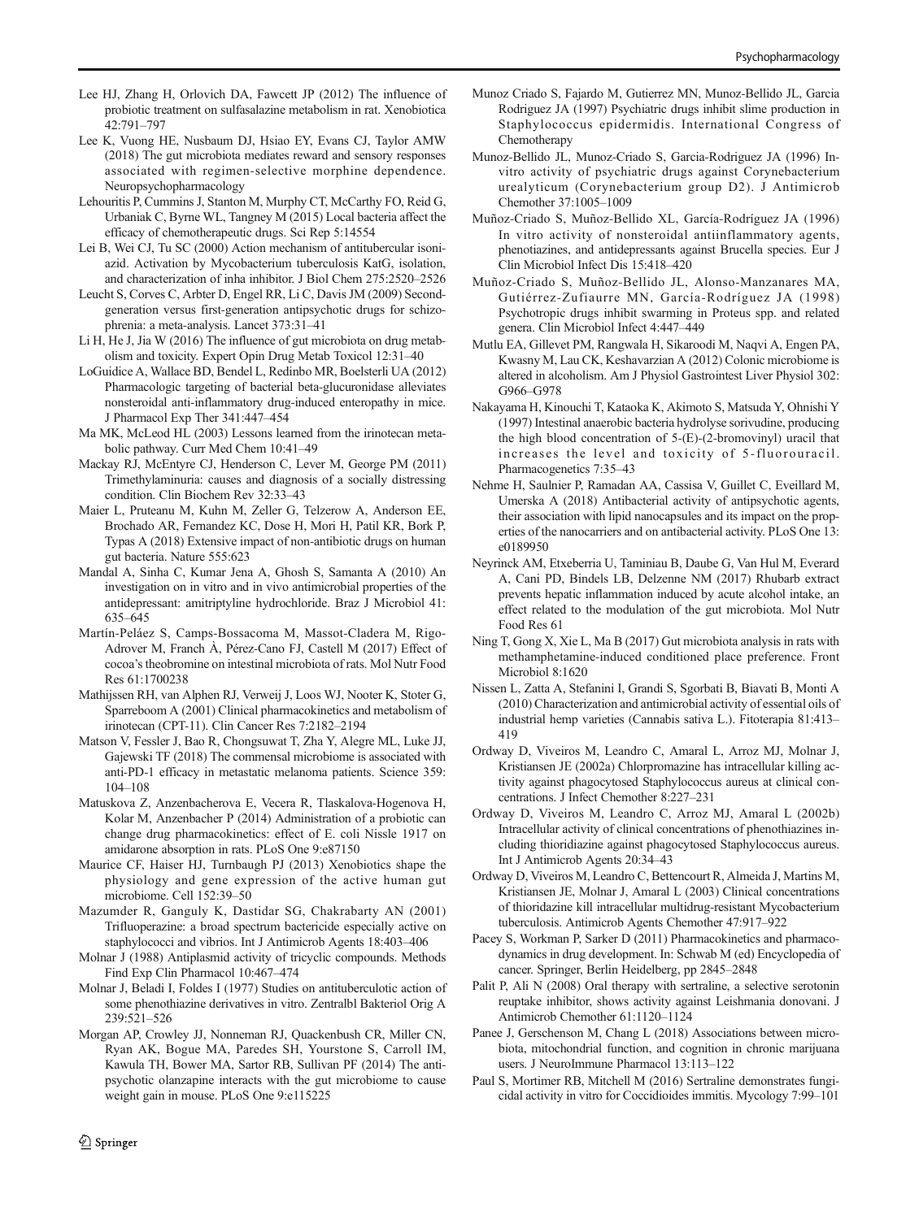Lee HJ, Zhang H, Orlovich DA, Fawcett JP (2012) The influence of probiotic treatment on sulfasalazine metabolism in rat. Xenobiotica 42:791–797

Lee K, Vuong HE, Nusbaum DJ, Hsiao EY, Evans CJ, Taylor AMW (2018) The gut microbiota mediates reward and sensory responses associated with regimen-selective morphine dependence. Neuropsychopharmacology

Lehouritis P, Cummins J, Stanton M, Murphy CT, McCarthy FO, Reid G, Urbaniak C, Byrne WL, Tangney M (2015) Local bacteria affect the efficacy of chemotherapeutic drugs. Sci Rep 5:14554

Lei B, Wei CJ, Tu SC (2000) Action mechanism of antitubercular isoniazid. Activation by Mycobacterium tuberculosis KatG, isolation, and characterization of inha inhibitor. J Biol Chem 275:2520–2526

Leucht S, Corves C, Arbter D, Engel RR, Li C, Davis JM (2009) Second-generation versus first-generation antipsychotic drugs for schizophrenia: a meta-analysis. Lancet 373:31–41

Li H, He J, Jia W (2016) The influence of gut microbiota on drug metabolism and toxicity. Expert Opin Drug Metab Toxicol 12:31–40

LoGuidice A, Wallace BD, Bendel L, Redinbo MR, Boelsterli UA (2012) Pharmacologic targeting of bacterial beta-glucuronidase alleviates nonsteroidal anti-inflammatory drug-induced enteropathy in mice. J Pharmacol Exp Ther 341:447–454

Ma MK, McLeod HL (2003) Lessons learned from the irinotecan metabolic pathway. Curr Med Chem 10:41–49

Mackay RJ, McEntyre CJ, Henderson C, Lever M, George PM (2011) Trimethylaminuria: causes and diagnosis of a socially distressing condition. Clin Biochem Rev 32:33–43

Maier L, Pruteanu M, Kuhn M, Zeller G, Telzerow A, Anderson EE, Brochado AR, Fernandez KC, Dose H, Mori H, Patil KR, Bork P, Typas A (2018) Extensive impact of non-antibiotic drugs on human gut bacteria. Nature 555:623

Mandal A, Sinha C, Kumar Jena A, Ghosh S, Samanta A (2010) An investigation on in vitro and in vivo antimicrobial properties of the antidepressant: amitriptyline hydrochloride. Braz J Microbiol 41:635–645

Martín-Peláez S, Camps-Bossacoma M, Massot-Cladera M, Rigo-Adrover M, Franch À, Pérez-Cano FJ, Castell M (2017) Effect of cocoa's theobromine on intestinal microbiota of rats. Mol Nutr Food Res 61:1700238

Mathijssen RH, van Alphen RJ, Verweij J, Loos WJ, Nooter K, Stoter G, Sparreboom A (2001) Clinical pharmacokinetics and metabolism of irinotecan (CPT-11). Clin Cancer Res 7:2182–2194

Matson V, Fessler J, Bao R, Chongsuwat T, Zha Y, Alegre ML, Luke JJ, Gajewski TF (2018) The commensal microbiome is associated with anti-PD-1 efficacy in metastatic melanoma patients. Science 359:104–108

Matuskova Z, Anzenbacherova E, Vecera R, Tlaskalova-Hogenova H, Kolar M, Anzenbacher P (2014) Administration of a probiotic can change drug pharmacokinetics: effect of E. coli Nissle 1917 on amidarone absorption in rats. PLoS One 9:e87150

Maurice CF, Haiser HJ, Turnbaugh PJ (2013) Xenobiotics shape the physiology and gene expression of the active human gut microbiome. Cell 152:39–50

Mazumder R, Ganguly K, Dastidar SG, Chakrabarty AN (2001) Trifluoperazine: a broad spectrum bactericide especially active on staphylococci and vibrios. Int J Antimicrob Agents 18:403–406

Molnar J (1988) Antiplasmid activity of tricyclic compounds. Methods Find Exp Clin Pharmacol 10:467–474

Molnar J, Beladi I, Foldes I (1977) Studies on antituberculotic action of some phenothiazine derivatives in vitro. Zentralbl Bakteriol Orig A 239:521–526

Morgan AP, Crowley JJ, Nonneman RJ, Quackenbush CR, Miller CN, Ryan AK, Bogue MA, Paredes SH, Yourstone S, Carroll IM, Kawula TH, Bower MA, Sartor RB, Sullivan PF (2014) The antipsychotic olanzapine interacts with the gut microbiome to cause weight gain in mouse. PLoS One 9:e115225

Munoz Criado S, Fajardo M, Gutierrez MN, Munoz-Bellido JL, Garcia Rodriguez JA (1997) Psychiatric drugs inhibit slime production in Staphylococcus epidermidis. International Congress of Chemotherapy

Munoz-Bellido JL, Munoz-Criado S, Garcia-Rodriguez JA (1996) In-vitro activity of psychiatric drugs against Corynebacterium urealyticum (Corynebacterium group D2). J Antimicrob Chemother 37:1005–1009

Muñoz-Criado S, Muñoz-Bellido XL, García-Rodríguez JA (1996) In vitro activity of nonsteroidal antiinflammatory agents, phenotiazines, and antidepressants against Brucella species. Eur J Clin Microbiol Infect Dis 15:418–420

Muñoz-Criado S, Muñoz-Bellido JL, Alonso-Manzanares MA, Gutiérrez-Zufiaurre MN, García-Rodríguez JA (1998) Psychotropic drugs inhibit swarming in Proteus spp. and related genera. Clin Microbiol Infect 4:447–449

Mutlu EA, Gillevet PM, Rangwala H, Sikaroodi M, Naqvi A, Engen PA, Kwasny M, Lau CK, Keshavarzian A (2012) Colonic microbiome is altered in alcoholism. Am J Physiol Gastrointest Liver Physiol 302:G966–G978

Nakayama H, Kinouchi T, Kataoka K, Akimoto S, Matsuda Y, Ohnishi Y (1997) Intestinal anaerobic bacteria hydrolyse sorivudine, producing the high blood concentration of 5-(E)-(2-bromovinyl) uracil that increases the level and toxicity of 5-fluorouracil. Pharmacogenetics 7:35–43

Nehme H, Saulnier P, Ramadan AA, Cassisa V, Guillet C, Eveillard M, Umerska A (2018) Antibacterial activity of antipsychotic agents, their association with lipid nanocapsules and its impact on the properties of the nanocarriers and on antibacterial activity. PLoS One 13:e0189950

Neyrinck AM, Etxeberria U, Taminiau B, Daube G, Van Hul M, Everard A, Cani PD, Bindels LB, Delzenne NM (2017) Rhubarb extract prevents hepatic inflammation induced by acute alcohol intake, an effect related to the modulation of the gut microbiota. Mol Nutr Food Res 61

Ning T, Gong X, Xie L, Ma B (2017) Gut microbiota analysis in rats with methamphetamine-induced conditioned place preference. Front Microbiol 8:1620

Nissen L, Zatta A, Stefanini I, Grandi S, Sgorbati B, Biavati B, Monti A (2010) Characterization and antimicrobial activity of essential oils of industrial hemp varieties (Cannabis sativa L.). Fitoterapia 81:413–419

Ordway D, Viveiros M, Leandro C, Amaral L, Arroz MJ, Molnar J, Kristiansen JE (2002a) Chlorpromazine has intracellular killing activity against phagocytosed Staphylococcus aureus at clinical concentrations. J Infect Chemother 8:227–231

Ordway D, Viveiros M, Leandro C, Arroz MJ, Amaral L (2002b) Intracellular activity of clinical concentrations of phenothiazines including thioridiazine against phagocytosed Staphylococcus aureus. Int J Antimicrob Agents 20:34–43

Ordway D, Viveiros M, Leandro C, Bettencourt R, Almeida J, Martins M, Kristiansen JE, Molnar J, Amaral L (2003) Clinical concentrations of thioridazine kill intracellular multidrug-resistant Mycobacterium tuberculosis. Antimicrob Agents Chemother 47:917–922

Pacey S, Workman P, Sarker D (2011) Pharmacokinetics and pharmacodynamics in drug development. In: Schwab M (ed) Encyclopedia of cancer. Springer, Berlin Heidelberg, pp 2845–2848

Palit P, Ali N (2008) Oral therapy with sertraline, a selective serotonin reuptake inhibitor, shows activity against Leishmania donovani. J Antimicrob Chemother 61:1120–1124

Panee J, Gerschenson M, Chang L (2018) Associations between microbiota, mitochondrial function, and cognition in chronic marijuana users. J NeuroImmune Pharmacol 13:113–122

Paul S, Mortimer RB, Mitchell M (2016) Sertraline demonstrates fungicidal activity in vitro for Coccidioides immitis. Mycology 7:99–101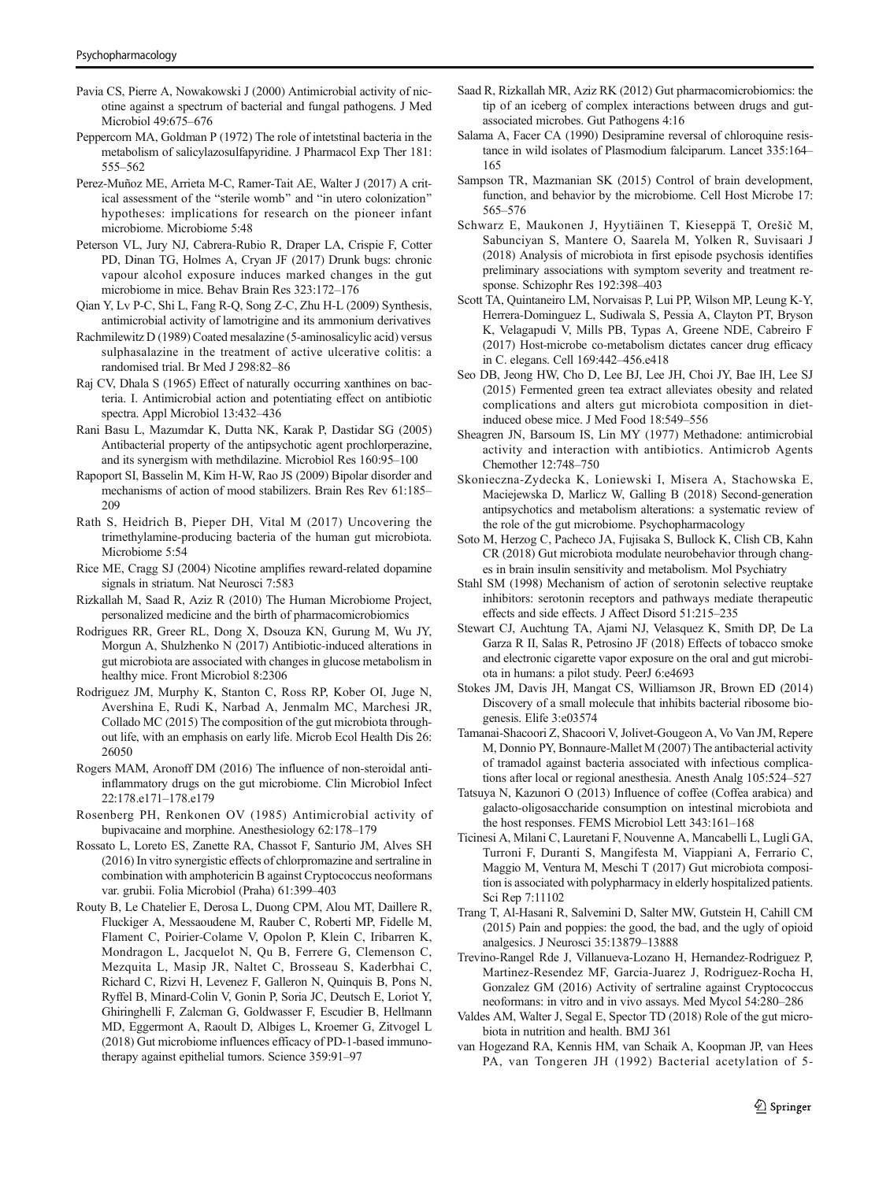Pavia CS, Pierre A, Nowakowski J (2000) Antimicrobial activity of nicotine against a spectrum of bacterial and fungal pathogens. J Med Microbiol 49:675–676

Peppercorn MA, Goldman P (1972) The role of intetstinal bacteria in the metabolism of salicylazosulfapyridine. J Pharmacol Exp Ther 181: 555–562

Perez-Muñoz ME, Arrieta M-C, Ramer-Tait AE, Walter J (2017) A critical assessment of the "sterile womb" and "in utero colonization" hypotheses: implications for research on the pioneer infant microbiome. Microbiome 5:48

Peterson VL, Jury NJ, Cabrera-Rubio R, Draper LA, Crispie F, Cotter PD, Dinan TG, Holmes A, Cryan JF (2017) Drunk bugs: chronic vapour alcohol exposure induces marked changes in the gut microbiome in mice. Behav Brain Res 323:172–176

Qian Y, Lv P-C, Shi L, Fang R-Q, Song Z-C, Zhu H-L (2009) Synthesis, antimicrobial activity of lamotrigine and its ammonium derivatives

Rachmilewitz D (1989) Coated mesalazine (5-aminosalicylic acid) versus sulphasalazine in the treatment of active ulcerative colitis: a randomised trial. Br Med J 298:82–86

Raj CV, Dhala S (1965) Effect of naturally occurring xanthines on bacteria. I. Antimicrobial action and potentiating effect on antibiotic spectra. Appl Microbiol 13:432–436

Rani Basu L, Mazumdar K, Dutta NK, Karak P, Dastidar SG (2005) Antibacterial property of the antipsychotic agent prochlorperazine, and its synergism with methdilazine. Microbiol Res 160:95–100

Rapoport SI, Basselin M, Kim H-W, Rao JS (2009) Bipolar disorder and mechanisms of action of mood stabilizers. Brain Res Rev 61:185–209

Rath S, Heidrich B, Pieper DH, Vital M (2017) Uncovering the trimethylamine-producing bacteria of the human gut microbiota. Microbiome 5:54

Rice ME, Cragg SJ (2004) Nicotine amplifies reward-related dopamine signals in striatum. Nat Neurosci 7:583

Rizkallah M, Saad R, Aziz R (2010) The Human Microbiome Project, personalized medicine and the birth of pharmacomicrobiomics

Rodrigues RR, Greer RL, Dong X, Dsouza KN, Gurung M, Wu JY, Morgun A, Shulzhenko N (2017) Antibiotic-induced alterations in gut microbiota are associated with changes in glucose metabolism in healthy mice. Front Microbiol 8:2306

Rodriguez JM, Murphy K, Stanton C, Ross RP, Kober OI, Juge N, Avershina E, Rudi K, Narbad A, Jenmalm MC, Marchesi JR, Collado MC (2015) The composition of the gut microbiota throughout life, with an emphasis on early life. Microb Ecol Health Dis 26: 26050

Rogers MAM, Aronoff DM (2016) The influence of non-steroidal anti-inflammatory drugs on the gut microbiome. Clin Microbiol Infect 22:178.e171–178.e179

Rosenberg PH, Renkonen OV (1985) Antimicrobial activity of bupivacaine and morphine. Anesthesiology 62:178–179

Rossato L, Loreto ES, Zanette RA, Chassot F, Santurio JM, Alves SH (2016) In vitro synergistic effects of chlorpromazine and sertraline in combination with amphotericin B against Cryptococcus neoformans var. grubii. Folia Microbiol (Praha) 61:399–403

Routy B, Le Chatelier E, Derosa L, Duong CPM, Alou MT, Daillere R, Fluckiger A, Messaoudene M, Rauber C, Roberti MP, Fidelle M, Flament C, Poirier-Colame V, Opolon P, Klein C, Iribarren K, Mondragon L, Jacquelot N, Qu B, Ferrere G, Clemenson C, Mezquita L, Masip JR, Naltet C, Brosseau S, Kaderbhai C, Richard C, Rizvi H, Levenez F, Galleron N, Quinquis B, Pons N, Ryffel B, Minard-Colin V, Gonin P, Soria JC, Deutsch E, Loriot Y, Ghiringhelli F, Zalcman G, Goldwasser F, Escudier B, Hellmann MD, Eggermont A, Raoult D, Albiges L, Kroemer G, Zitvogel L (2018) Gut microbiome influences efficacy of PD-1-based immunotherapy against epithelial tumors. Science 359:91–97

Saad R, Rizkallah MR, Aziz RK (2012) Gut pharmacomicrobiomics: the tip of an iceberg of complex interactions between drugs and gut-associated microbes. Gut Pathogens 4:16

Salama A, Facer CA (1990) Desipramine reversal of chloroquine resistance in wild isolates of Plasmodium falciparum. Lancet 335:164–165

Sampson TR, Mazmanian SK (2015) Control of brain development, function, and behavior by the microbiome. Cell Host Microbe 17: 565–576

Schwarz E, Maukonen J, Hyytiäinen T, Kieseppä T, Orešič M, Sabunciyan S, Mantere O, Saarela M, Yolken R, Suvisaari J (2018) Analysis of microbiota in first episode psychosis identifies preliminary associations with symptom severity and treatment response. Schizophr Res 192:398–403

Scott TA, Quintaneiro LM, Norvaisas P, Lui PP, Wilson MP, Leung K-Y, Herrera-Dominguez L, Sudiwala S, Pessia A, Clayton PT, Bryson K, Velagapudi V, Mills PB, Typas A, Greene NDE, Cabreiro F (2017) Host-microbe co-metabolism dictates cancer drug efficacy in C. elegans. Cell 169:442–456.e418

Seo DB, Jeong HW, Cho D, Lee BJ, Lee JH, Choi JY, Bae IH, Lee SJ (2015) Fermented green tea extract alleviates obesity and related complications and alters gut microbiota composition in diet-induced obese mice. J Med Food 18:549–556

Sheagren JN, Barsoum IS, Lin MY (1977) Methadone: antimicrobial activity and interaction with antibiotics. Antimicrob Agents Chemother 12:748–750

Skonieczna-Zydecka K, Loniewski I, Misera A, Stachowska E, Maciejewska D, Marlicz W, Galling B (2018) Second-generation antipsychotics and metabolism alterations: a systematic review of the role of the gut microbiome. Psychopharmacology

Soto M, Herzog C, Pacheco JA, Fujisaka S, Bullock K, Clish CB, Kahn CR (2018) Gut microbiota modulate neurobehavior through changes in brain insulin sensitivity and metabolism. Mol Psychiatry

Stahl SM (1998) Mechanism of action of serotonin selective reuptake inhibitors: serotonin receptors and pathways mediate therapeutic effects and side effects. J Affect Disord 51:215–235

Stewart CJ, Auchtung TA, Ajami NJ, Velasquez K, Smith DP, De La Garza R II, Salas R, Petrosino JF (2018) Effects of tobacco smoke and electronic cigarette vapor exposure on the oral and gut microbiota in humans: a pilot study. PeerJ 6:e4693

Stokes JM, Davis JH, Mangat CS, Williamson JR, Brown ED (2014) Discovery of a small molecule that inhibits bacterial ribosome biogenesis. Elife 3:e03574

Tamanai-Shacoori Z, Shacoori V, Jolivet-Gougeon A, Vo Van JM, Repere M, Donnio PY, Bonnaure-Mallet M (2007) The antibacterial activity of tramadol against bacteria associated with infectious complications after local or regional anesthesia. Anesth Analg 105:524–527

Tatsuya N, Kazunori O (2013) Influence of coffee (Coffea arabica) and galacto-oligosaccharide consumption on intestinal microbiota and the host responses. FEMS Microbiol Lett 343:161–168

Ticinesi A, Milani C, Lauretani F, Nouvenne A, Mancabelli L, Lugli GA, Turroni F, Duranti S, Mangifesta M, Viappiani A, Ferrario C, Maggio M, Ventura M, Meschi T (2017) Gut microbiota composition is associated with polypharmacy in elderly hospitalized patients. Sci Rep 7:11102

Trang T, Al-Hasani R, Salvemini D, Salter MW, Gutstein H, Cahill CM (2015) Pain and poppies: the good, the bad, and the ugly of opioid analgesics. J Neurosci 35:13879–13888

Trevino-Rangel Rde J, Villanueva-Lozano H, Hernandez-Rodriguez P, Martinez-Resendez MF, Garcia-Juarez J, Rodriguez-Rocha H, Gonzalez GM (2016) Activity of sertraline against Cryptococcus neoformans: in vitro and in vivo assays. Med Mycol 54:280–286

Valdes AM, Walter J, Segal E, Spector TD (2018) Role of the gut microbiota in nutrition and health. BMJ 361

van Hogezand RA, Kennis HM, van Schaik A, Koopman JP, van Hees PA, van Tongeren JH (1992) Bacterial acetylation of 5-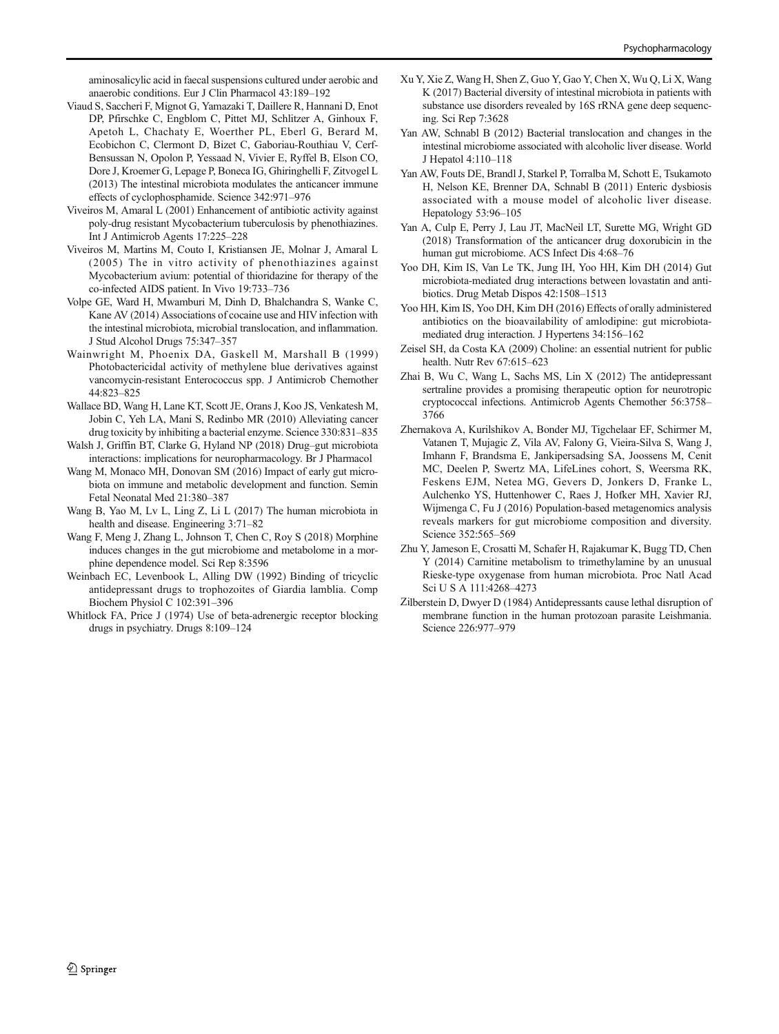aminosalicylic acid in faecal suspensions cultured under aerobic and anaerobic conditions. Eur J Clin Pharmacol 43:189–192

Viaud S, Saccheri F, Mignot G, Yamazaki T, Daillere R, Hannani D, Enot DP, Pfirschke C, Engblom C, Pittet MJ, Schlitzer A, Ginhoux F, Apetoh L, Chachaty E, Woerther PL, Eberl G, Berard M, Ecobichon C, Clermont D, Bizet C, Gaboriau-Routhiau V, Cerf-Bensussan N, Opolon P, Yessaad N, Vivier E, Ryffel B, Elson CO, Dore J, Kroemer G, Lepage P, Boneca IG, Ghiringhelli F, Zitvogel L (2013) The intestinal microbiota modulates the anticancer immune effects of cyclophosphamide. Science 342:971–976

Viveiros M, Amaral L (2001) Enhancement of antibiotic activity against poly-drug resistant Mycobacterium tuberculosis by phenothiazines. Int J Antimicrob Agents 17:225–228

Viveiros M, Martins M, Couto I, Kristiansen JE, Molnar J, Amaral L (2005) The in vitro activity of phenothiazines against Mycobacterium avium: potential of thioridazine for therapy of the co-infected AIDS patient. In Vivo 19:733–736

Volpe GE, Ward H, Mwamburi M, Dinh D, Bhalchandra S, Wanke C, Kane AV (2014) Associations of cocaine use and HIV infection with the intestinal microbiota, microbial translocation, and inflammation. J Stud Alcohol Drugs 75:347–357

Wainwright M, Phoenix DA, Gaskell M, Marshall B (1999) Photobactericidal activity of methylene blue derivatives against vancomycin-resistant Enterococcus spp. J Antimicrob Chemother 44:823–825

Wallace BD, Wang H, Lane KT, Scott JE, Orans J, Koo JS, Venkatesh M, Jobin C, Yeh LA, Mani S, Redinbo MR (2010) Alleviating cancer drug toxicity by inhibiting a bacterial enzyme. Science 330:831–835

Walsh J, Griffin BT, Clarke G, Hyland NP (2018) Drug–gut microbiota interactions: implications for neuropharmacology. Br J Pharmacol

Wang M, Monaco MH, Donovan SM (2016) Impact of early gut microbiota on immune and metabolic development and function. Semin Fetal Neonatal Med 21:380–387

Wang B, Yao M, Lv L, Ling Z, Li L (2017) The human microbiota in health and disease. Engineering 3:71–82

Wang F, Meng J, Zhang L, Johnson T, Chen C, Roy S (2018) Morphine induces changes in the gut microbiome and metabolome in a morphine dependence model. Sci Rep 8:3596

Weinbach EC, Levenbook L, Alling DW (1992) Binding of tricyclic antidepressant drugs to trophozoites of Giardia lamblia. Comp Biochem Physiol C 102:391–396

Whitlock FA, Price J (1974) Use of beta-adrenergic receptor blocking drugs in psychiatry. Drugs 8:109–124

Xu Y, Xie Z, Wang H, Shen Z, Guo Y, Gao Y, Chen X, Wu Q, Li X, Wang K (2017) Bacterial diversity of intestinal microbiota in patients with substance use disorders revealed by 16S rRNA gene deep sequencing. Sci Rep 7:3628

Yan AW, Schnabl B (2012) Bacterial translocation and changes in the intestinal microbiome associated with alcoholic liver disease. World J Hepatol 4:110–118

Yan AW, Fouts DE, Brandl J, Starkel P, Torralba M, Schott E, Tsukamoto H, Nelson KE, Brenner DA, Schnabl B (2011) Enteric dysbiosis associated with a mouse model of alcoholic liver disease. Hepatology 53:96–105

Yan A, Culp E, Perry J, Lau JT, MacNeil LT, Surette MG, Wright GD (2018) Transformation of the anticancer drug doxorubicin in the human gut microbiome. ACS Infect Dis 4:68–76

Yoo DH, Kim IS, Van Le TK, Jung IH, Yoo HH, Kim DH (2014) Gut microbiota-mediated drug interactions between lovastatin and antibiotics. Drug Metab Dispos 42:1508–1513

Yoo HH, Kim IS, Yoo DH, Kim DH (2016) Effects of orally administered antibiotics on the bioavailability of amlodipine: gut microbiota-mediated drug interaction. J Hypertens 34:156–162

Zeisel SH, da Costa KA (2009) Choline: an essential nutrient for public health. Nutr Rev 67:615–623

Zhai B, Wu C, Wang L, Sachs MS, Lin X (2012) The antidepressant sertraline provides a promising therapeutic option for neurotropic cryptococcal infections. Antimicrob Agents Chemother 56:3758–3766

Zhernakova A, Kurilshikov A, Bonder MJ, Tigchelaar EF, Schirmer M, Vatanen T, Mujagic Z, Vila AV, Falony G, Vieira-Silva S, Wang J, Imhann F, Brandsma E, Jankipersadsing SA, Joossens M, Cenit MC, Deelen P, Swertz MA, LifeLines cohort, S, Weersma RK, Feskens EJM, Netea MG, Gevers D, Jonkers D, Franke L, Aulchenko YS, Huttenhower C, Raes J, Hofker MH, Xavier RJ, Wijmenga C, Fu J (2016) Population-based metagenomics analysis reveals markers for gut microbiome composition and diversity. Science 352:565–569

Zhu Y, Jameson E, Crosatti M, Schafer H, Rajakumar K, Bugg TD, Chen Y (2014) Carnitine metabolism to trimethylamine by an unusual Rieske-type oxygenase from human microbiota. Proc Natl Acad Sci U S A 111:4268–4273

Zilberstein D, Dwyer D (1984) Antidepressants cause lethal disruption of membrane function in the human protozoan parasite Leishmania. Science 226:977–979